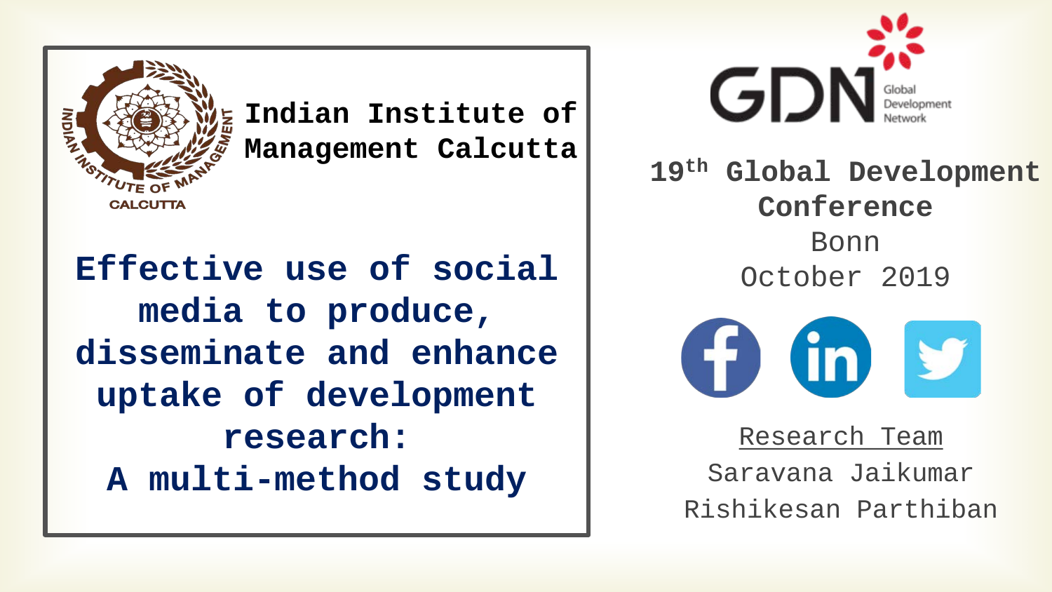Indian Institute of Management Calcutta

# Effective use of social media to produce, disseminate and enhance uptake of development research: A multi-method study

GDN Global Development Network

**19th Global Development Conference**

Bonn

October 2019

Research Team

Saravana Jaikumar

Rishikesan Parthiban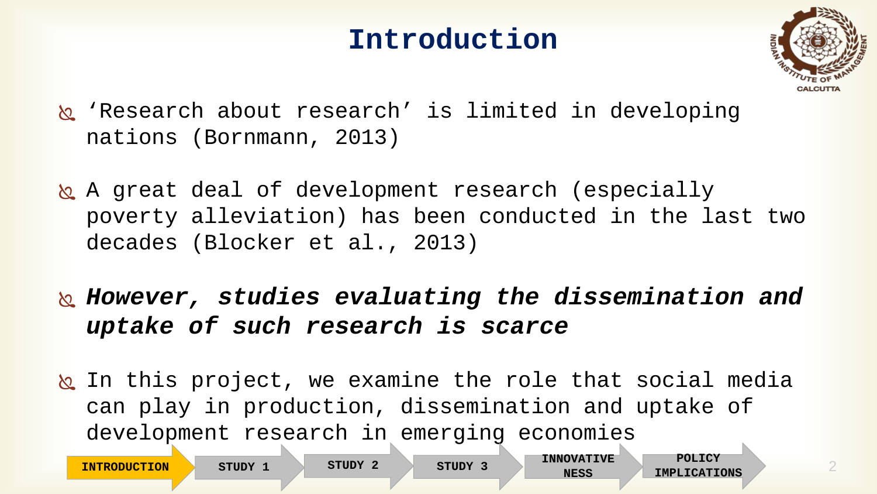# Introduction

- ‘Research about research’ is limited in developing nations (Bornmann, 2013)
- A great deal of development research (especially poverty alleviation) has been conducted in the last two decades (Blocker et al., 2013)
- ***However, studies evaluating the dissemination and uptake of such research is scarce***
- In this project, we examine the role that social media can play in production, dissemination and uptake of development research in emerging economies

**INTRODUCTION** → STUDY 1 → STUDY 2 → STUDY 3 → INNOVATIVENESS → POLICY IMPLICATIONS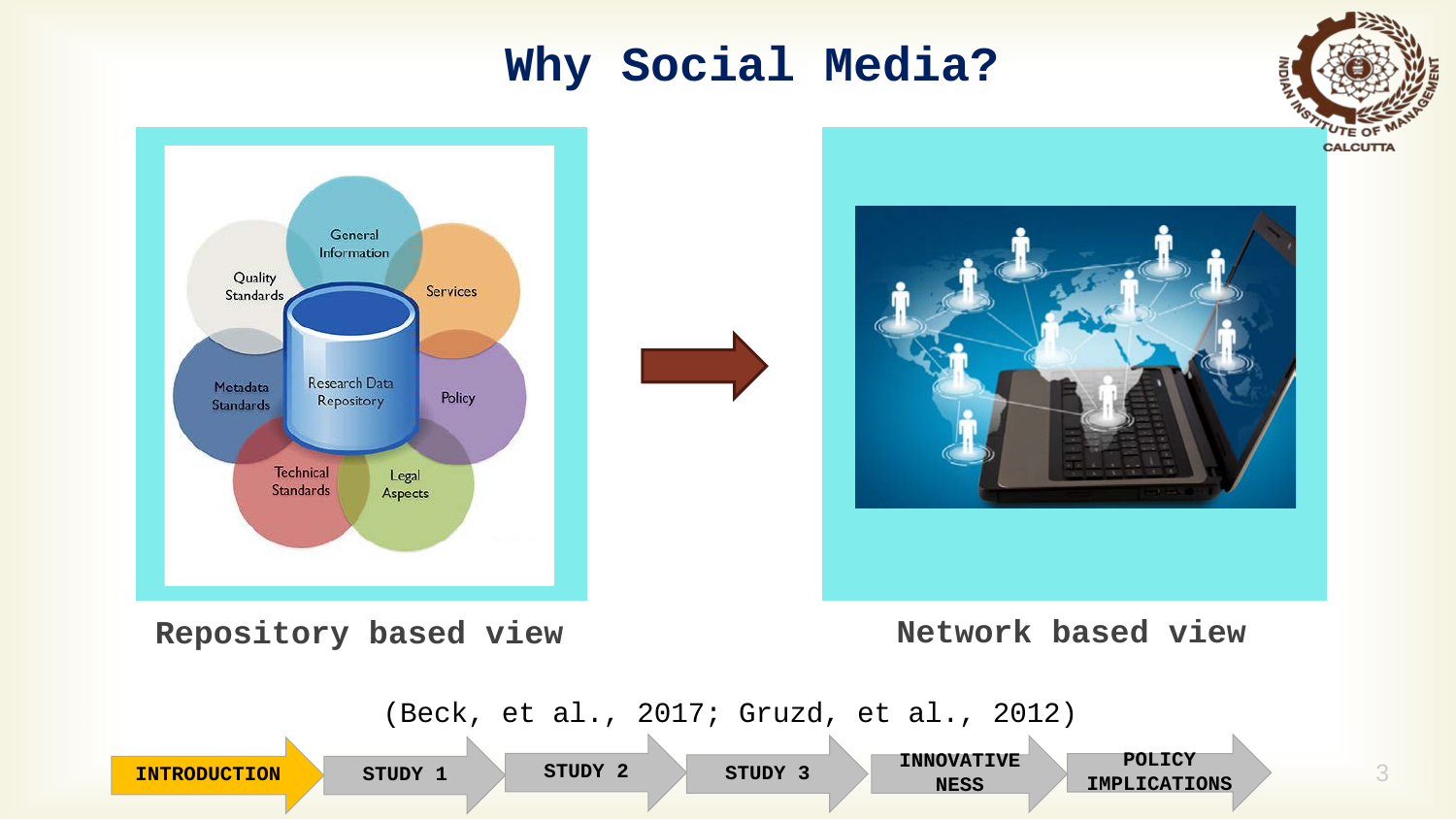# Why Social Media?

Repository based view

Network based view

(Beck, et al., 2017; Gruzd, et al., 2012)

INTRODUCTION | STUDY 1 | STUDY 2 | STUDY 3 | INNOVATIVENESS | POLICY IMPLICATIONS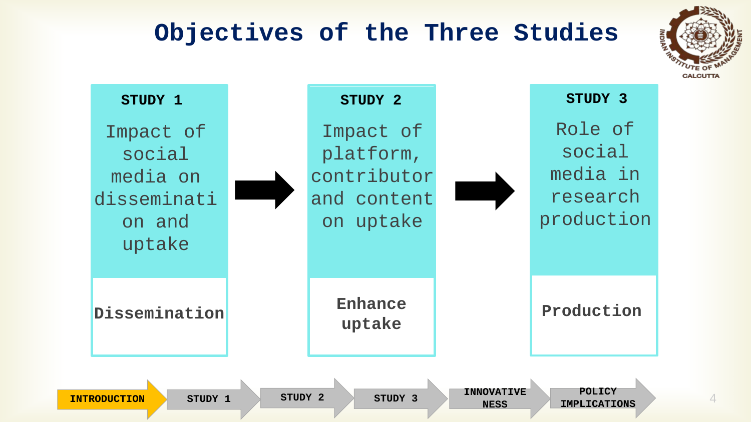# Objectives of the Three Studies

**STUDY 1**

Impact of social media on dissemination and uptake

**Dissemination**

**STUDY 2**

Impact of platform, contributor and content on uptake

**Enhance uptake**

**STUDY 3**

Role of social media in research production

**Production**

INTRODUCTION → STUDY 1 → STUDY 2 → STUDY 3 → INNOVATIVENESS → POLICY IMPLICATIONS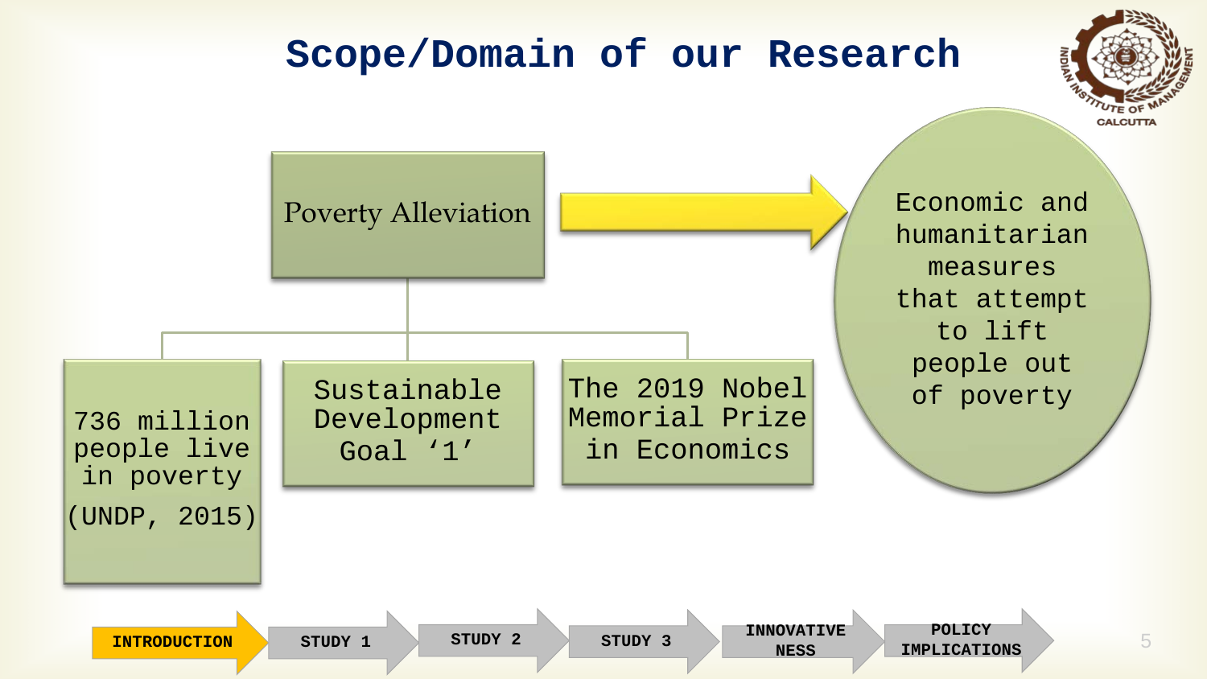# Scope/Domain of our Research

**Poverty Alleviation** → Economic and humanitarian measures that attempt to lift people out of poverty

- 736 million people live in poverty (UNDP, 2015)
- Sustainable Development Goal '1'
- The 2019 Nobel Memorial Prize in Economics

INTRODUCTION → STUDY 1 → STUDY 2 → STUDY 3 → INNOVATIVENESS → POLICY IMPLICATIONS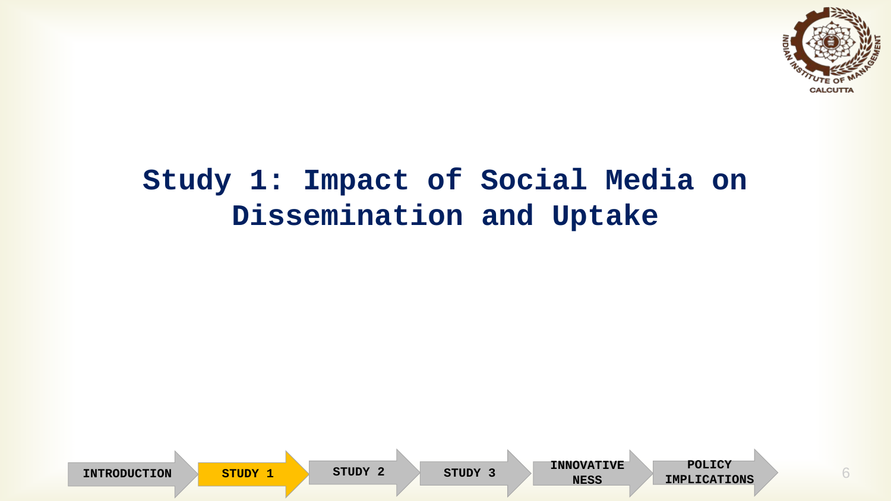# Study 1: Impact of Social Media on Dissemination and Uptake

INTRODUCTION → **STUDY 1** → STUDY 2 → STUDY 3 → INNOVATIVENESS → POLICY IMPLICATIONS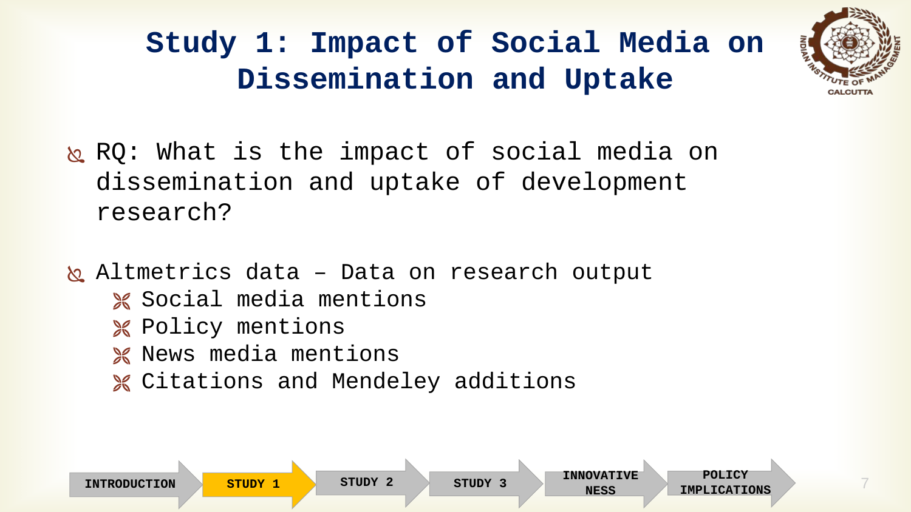# Study 1: Impact of Social Media on Dissemination and Uptake

- RQ: What is the impact of social media on dissemination and uptake of development research?

- Altmetrics data – Data on research output
  - Social media mentions
  - Policy mentions
  - News media mentions
  - Citations and Mendeley additions

INTRODUCTION | **STUDY 1** | STUDY 2 | STUDY 3 | INNOVATIVENESS | POLICY IMPLICATIONS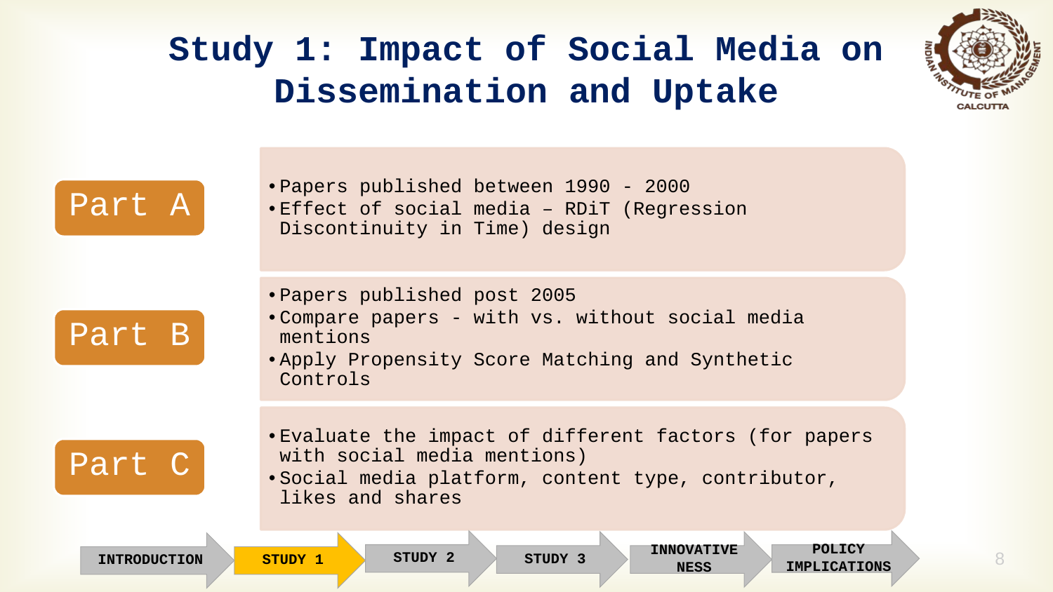# Study 1: Impact of Social Media on Dissemination and Uptake

## Part A

- Papers published between 1990 - 2000
- Effect of social media – RDiT (Regression Discontinuity in Time) design

## Part B

- Papers published post 2005
- Compare papers - with vs. without social media mentions
- Apply Propensity Score Matching and Synthetic Controls

## Part C

- Evaluate the impact of different factors (for papers with social media mentions)
- Social media platform, content type, contributor, likes and shares

INTRODUCTION | **STUDY 1** | STUDY 2 | STUDY 3 | INNOVATIVENESS | POLICY IMPLICATIONS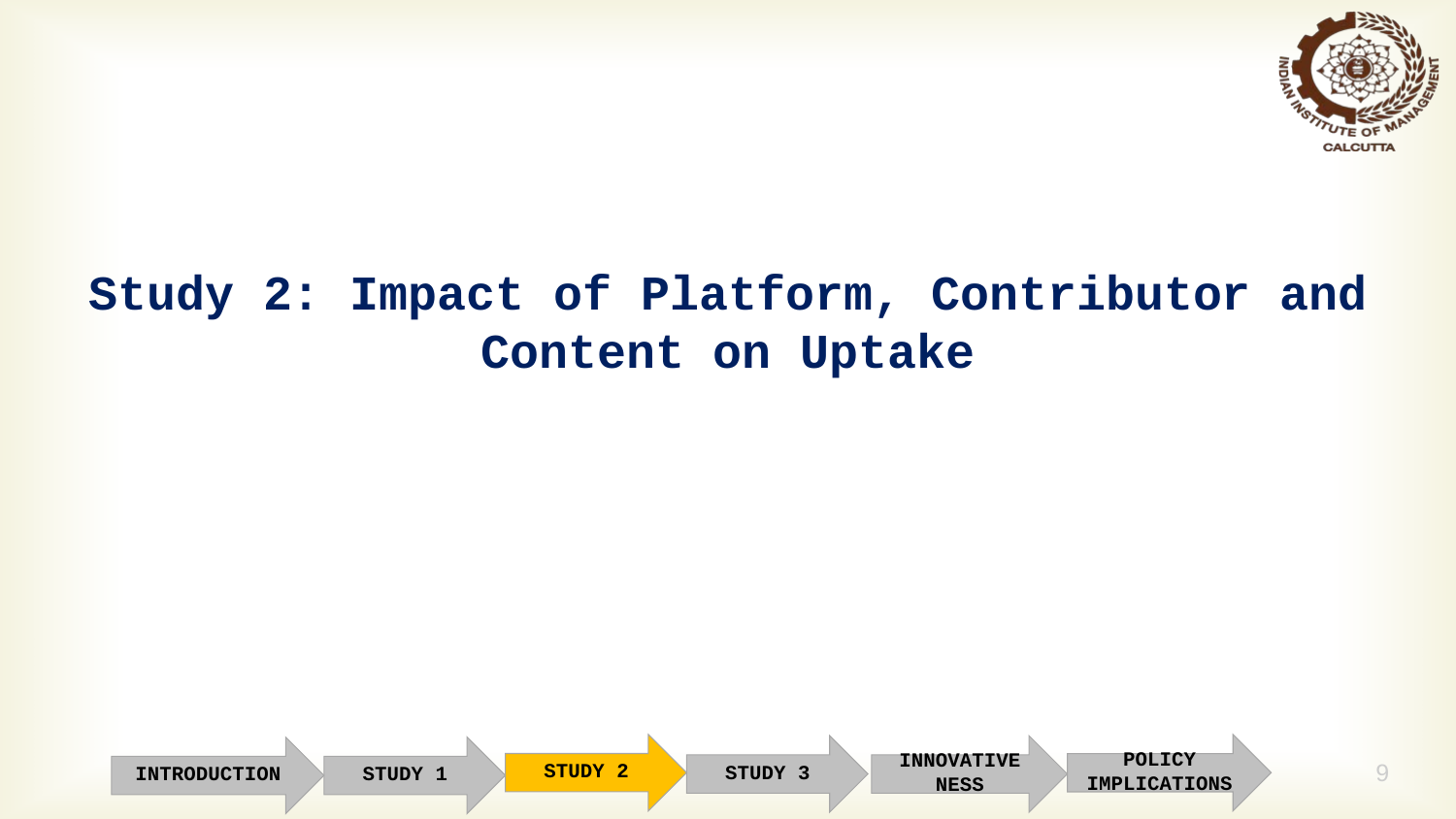# Study 2: Impact of Platform, Contributor and Content on Uptake

INTRODUCTION → STUDY 1 → **STUDY 2** → STUDY 3 → INNOVATIVENESS → POLICY IMPLICATIONS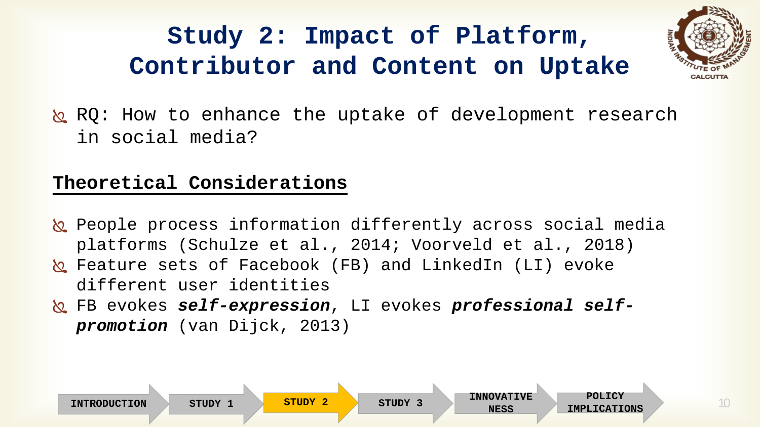# Study 2: Impact of Platform, Contributor and Content on Uptake

- RQ: How to enhance the uptake of development research in social media?

## Theoretical Considerations

- People process information differently across social media platforms (Schulze et al., 2014; Voorveld et al., 2018)
- Feature sets of Facebook (FB) and LinkedIn (LI) evoke different user identities
- FB evokes ***self-expression***, LI evokes ***professional self-promotion*** (van Dijck, 2013)

INTRODUCTION | STUDY 1 | STUDY 2 | STUDY 3 | INNOVATIVENESS | POLICY IMPLICATIONS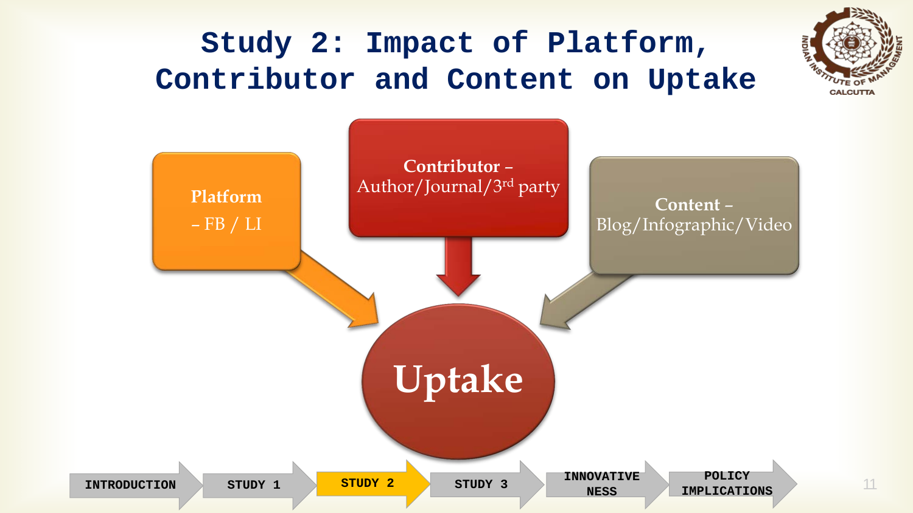# Study 2: Impact of Platform, Contributor and Content on Uptake

**Platform** – FB / LI

**Contributor** – Author/Journal/3rd party

**Content** – Blog/Infographic/Video

**Uptake**

INTRODUCTION → STUDY 1 → **STUDY 2** → STUDY 3 → INNOVATIVENESS → POLICY IMPLICATIONS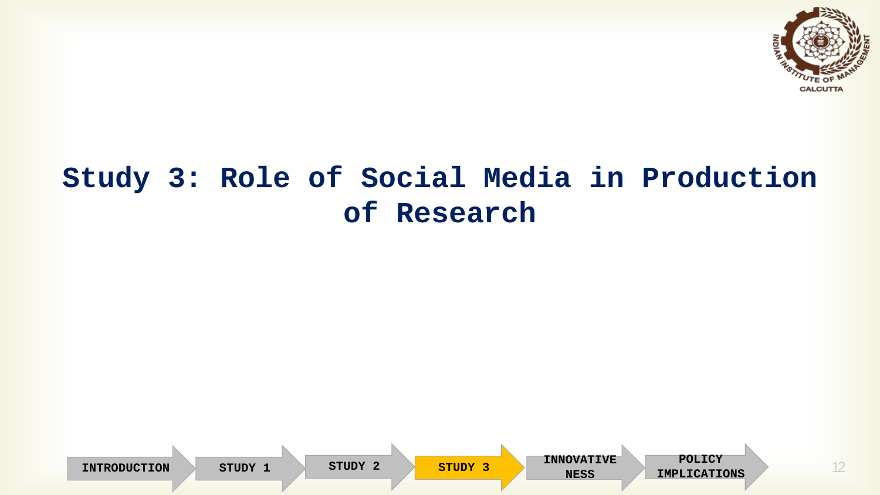# Study 3: Role of Social Media in Production of Research

INTRODUCTION → STUDY 1 → STUDY 2 → **STUDY 3** → INNOVATIVENESS → POLICY IMPLICATIONS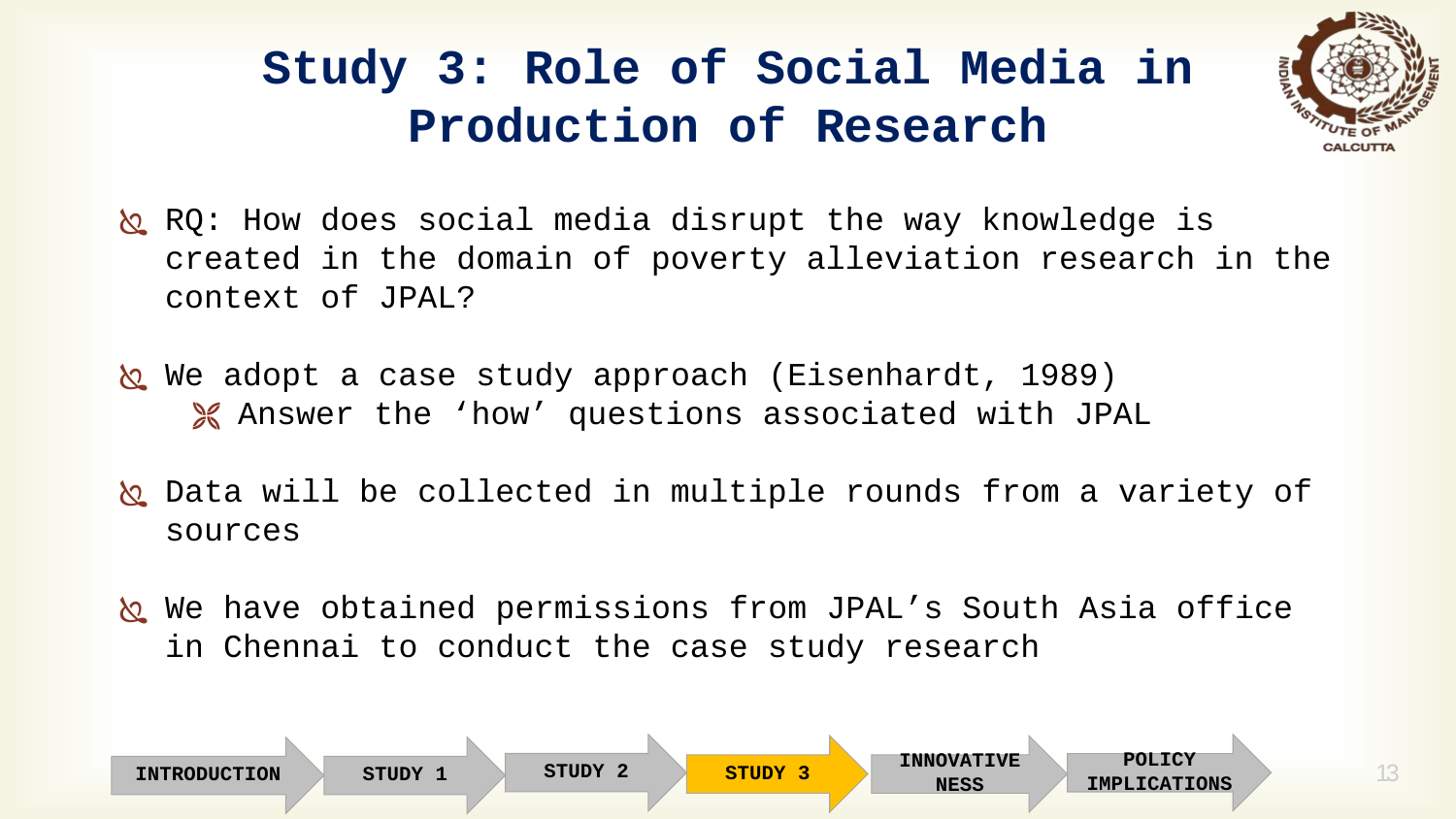# Study 3: Role of Social Media in Production of Research

- RQ: How does social media disrupt the way knowledge is created in the domain of poverty alleviation research in the context of JPAL?
- We adopt a case study approach (Eisenhardt, 1989)
  - Answer the ‘how’ questions associated with JPAL
- Data will be collected in multiple rounds from a variety of sources
- We have obtained permissions from JPAL’s South Asia office in Chennai to conduct the case study research

INTRODUCTION → STUDY 1 → STUDY 2 → **STUDY 3** → INNOVATIVENESS → POLICY IMPLICATIONS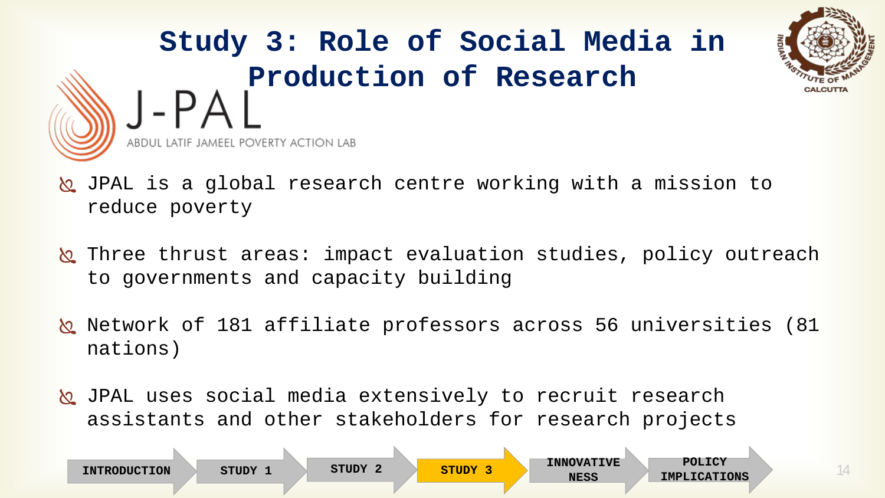# Study 3: Role of Social Media in Production of Research

J-PAL

ABDUL LATIF JAMEEL POVERTY ACTION LAB

- JPAL is a global research centre working with a mission to reduce poverty
- Three thrust areas: impact evaluation studies, policy outreach to governments and capacity building
- Network of 181 affiliate professors across 56 universities (81 nations)
- JPAL uses social media extensively to recruit research assistants and other stakeholders for research projects

INTRODUCTION | STUDY 1 | STUDY 2 | **STUDY 3** | INNOVATIVE NESS | POLICY IMPLICATIONS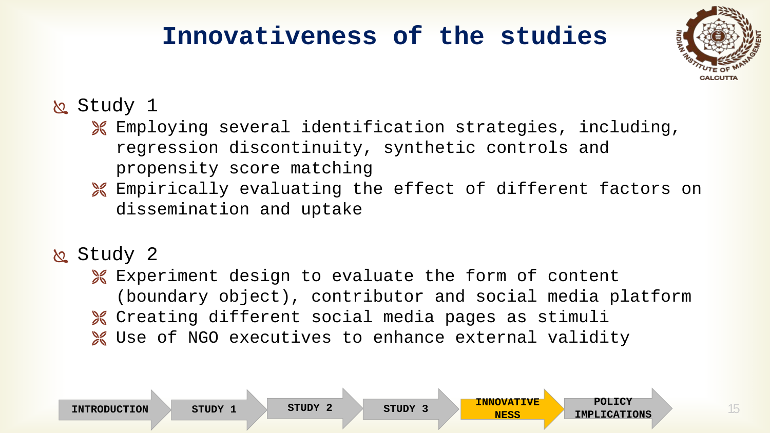# Innovativeness of the studies

- Study 1
  - Employing several identification strategies, including, regression discontinuity, synthetic controls and propensity score matching
  - Empirically evaluating the effect of different factors on dissemination and uptake

- Study 2
  - Experiment design to evaluate the form of content (boundary object), contributor and social media platform
  - Creating different social media pages as stimuli
  - Use of NGO executives to enhance external validity

INTRODUCTION | STUDY 1 | STUDY 2 | STUDY 3 | **INNOVATIVENESS** | POLICY IMPLICATIONS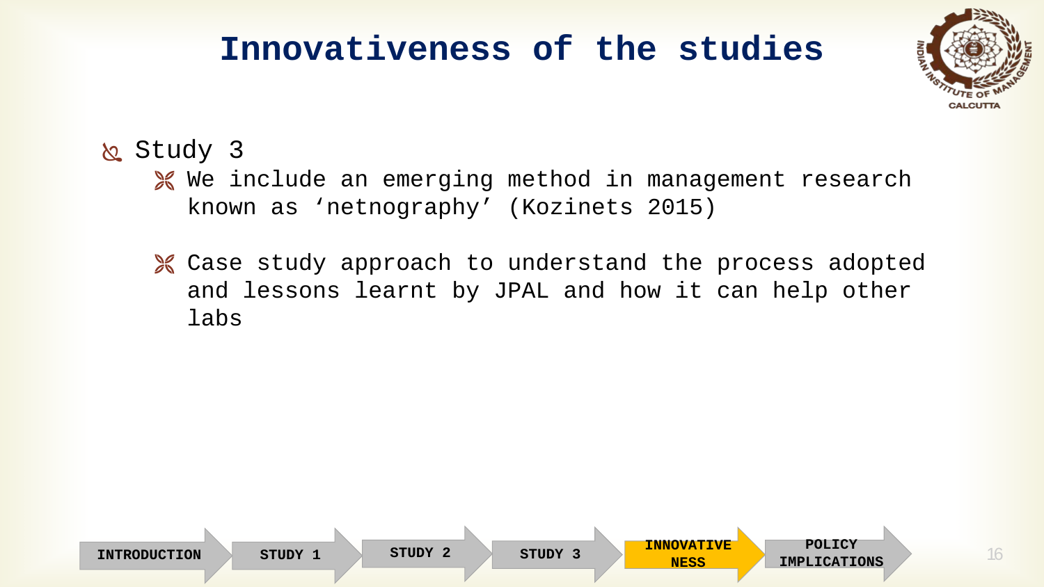# Innovativeness of the studies

- Study 3
  - We include an emerging method in management research known as ‘netnography’ (Kozinets 2015)
  - Case study approach to understand the process adopted and lessons learnt by JPAL and how it can help other labs

INTRODUCTION | STUDY 1 | STUDY 2 | STUDY 3 | INNOVATIVENESS | POLICY IMPLICATIONS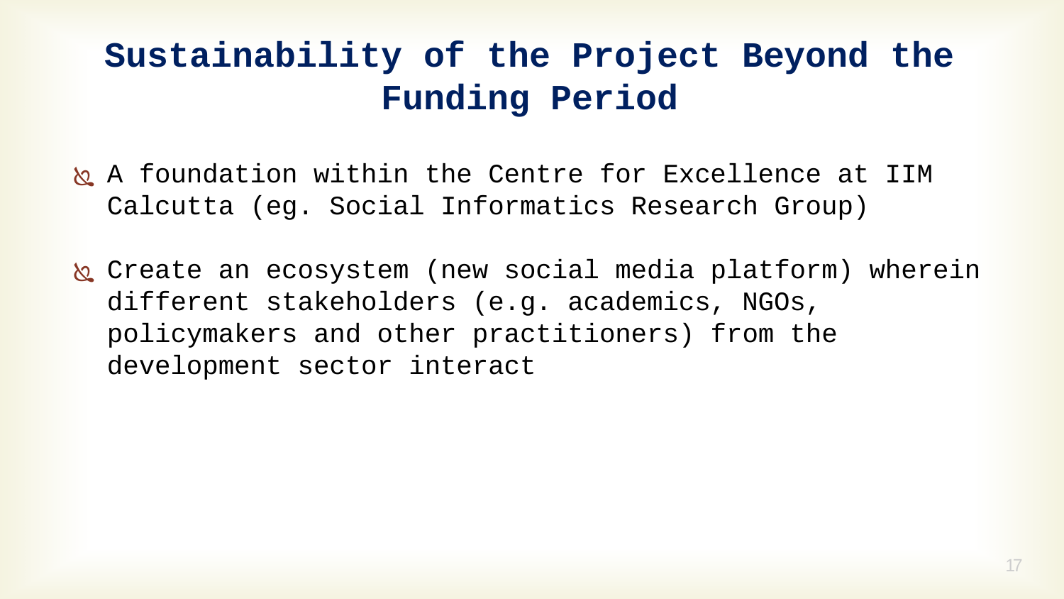# Sustainability of the Project Beyond the Funding Period

- A foundation within the Centre for Excellence at IIM Calcutta (eg. Social Informatics Research Group)
- Create an ecosystem (new social media platform) wherein different stakeholders (e.g. academics, NGOs, policymakers and other practitioners) from the development sector interact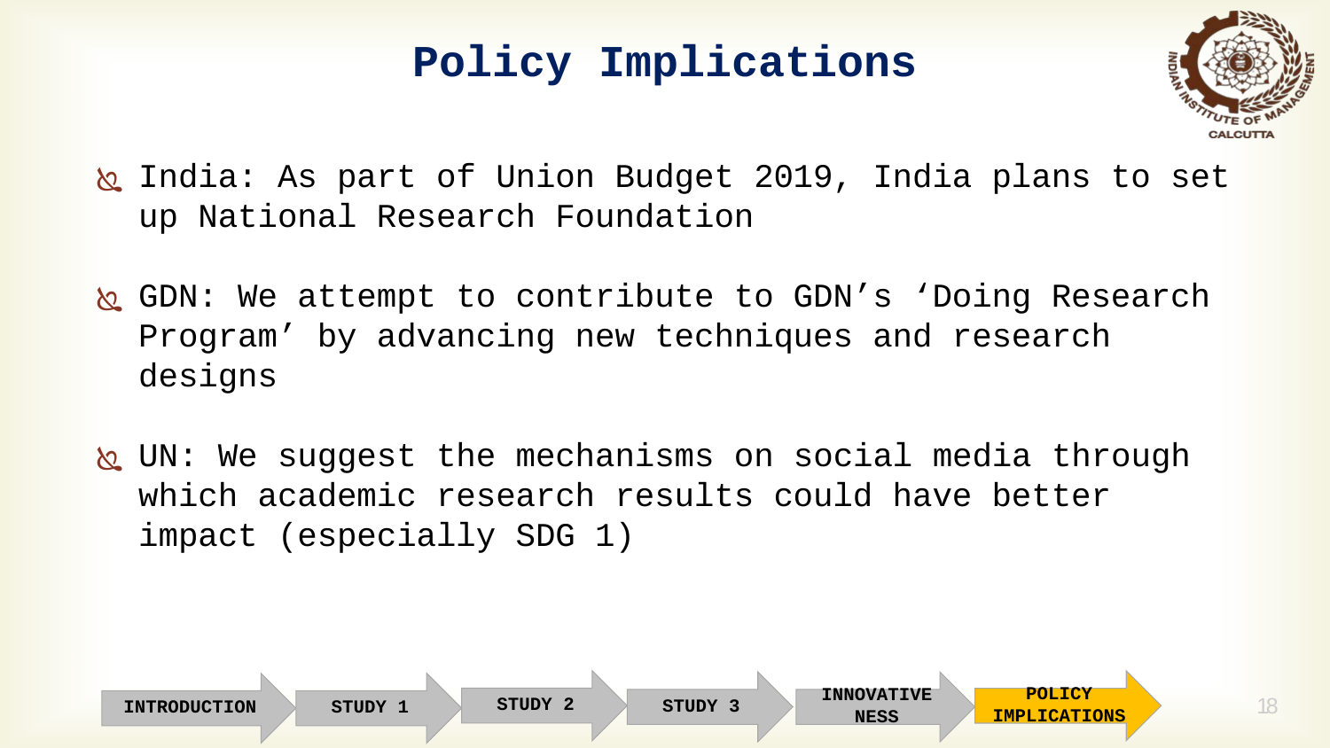# Policy Implications

- India: As part of Union Budget 2019, India plans to set up National Research Foundation
- GDN: We attempt to contribute to GDN's 'Doing Research Program' by advancing new techniques and research designs
- UN: We suggest the mechanisms on social media through which academic research results could have better impact (especially SDG 1)

INTRODUCTION → STUDY 1 → STUDY 2 → STUDY 3 → INNOVATIVENESS → **POLICY IMPLICATIONS**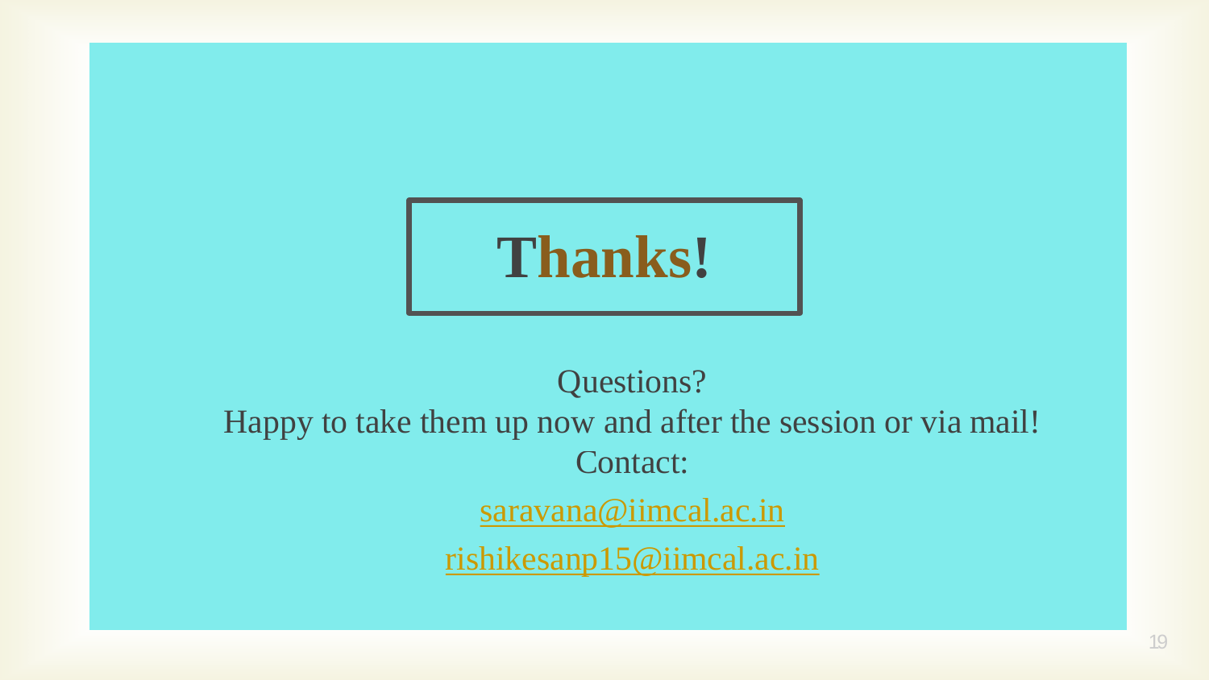# Thanks!

Questions?

Happy to take them up now and after the session or via mail!

Contact:

saravana@iimcal.ac.in

rishikesanp15@iimcal.ac.in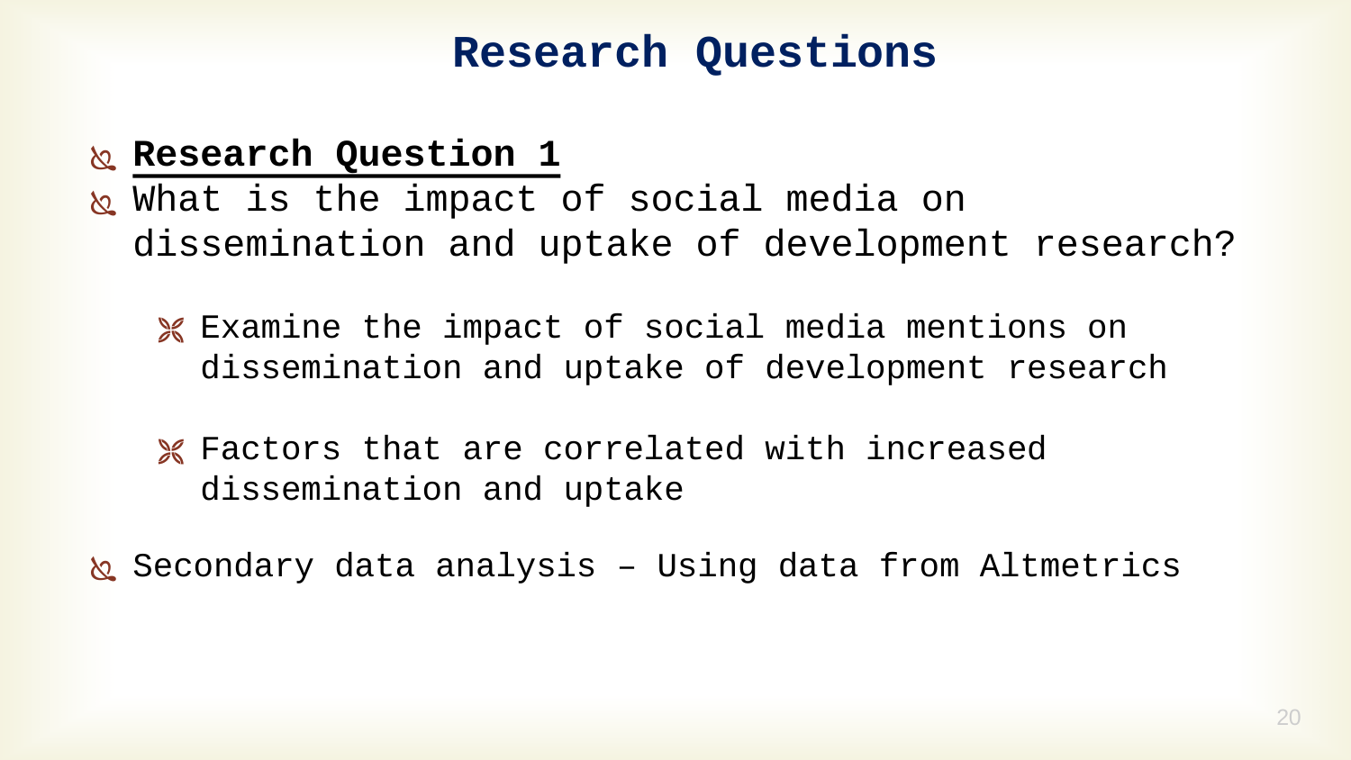# Research Questions

- **Research Question 1**
- What is the impact of social media on dissemination and uptake of development research?
  - Examine the impact of social media mentions on dissemination and uptake of development research
  - Factors that are correlated with increased dissemination and uptake
- Secondary data analysis – Using data from Altmetrics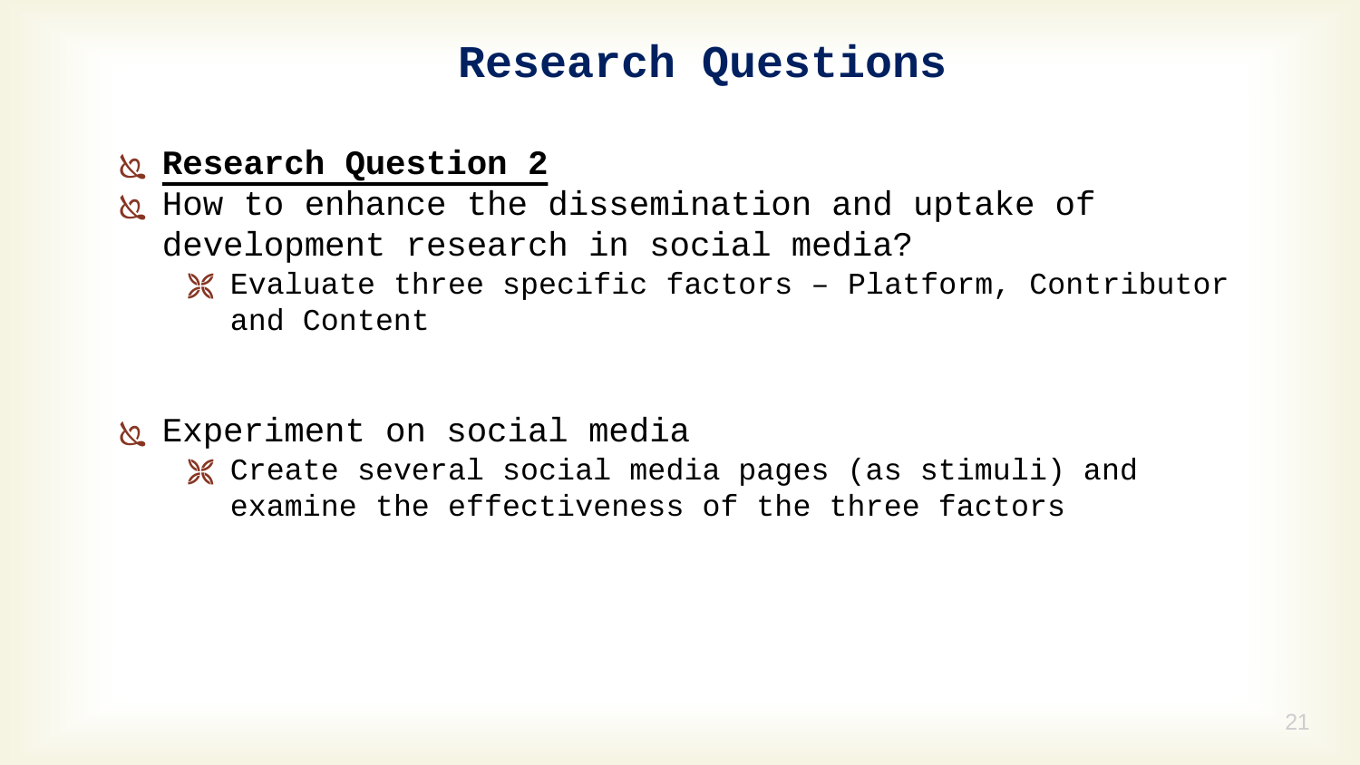# Research Questions

- **Research Question 2**
- How to enhance the dissemination and uptake of development research in social media?
  - Evaluate three specific factors – Platform, Contributor and Content

- Experiment on social media
  - Create several social media pages (as stimuli) and examine the effectiveness of the three factors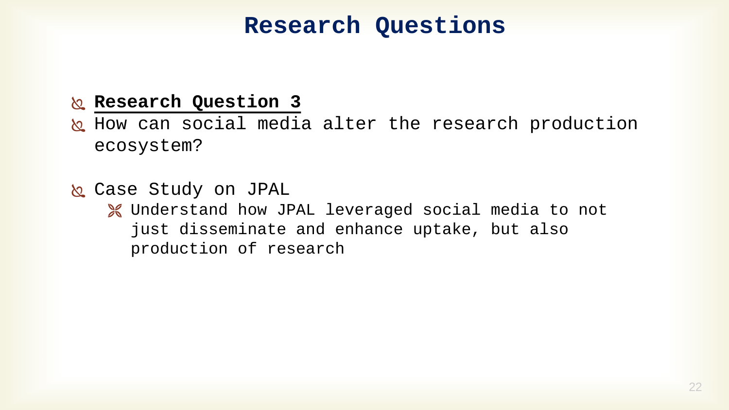# Research Questions

- **Research Question 3**
- How can social media alter the research production ecosystem?
- Case Study on JPAL
  - Understand how JPAL leveraged social media to not just disseminate and enhance uptake, but also production of research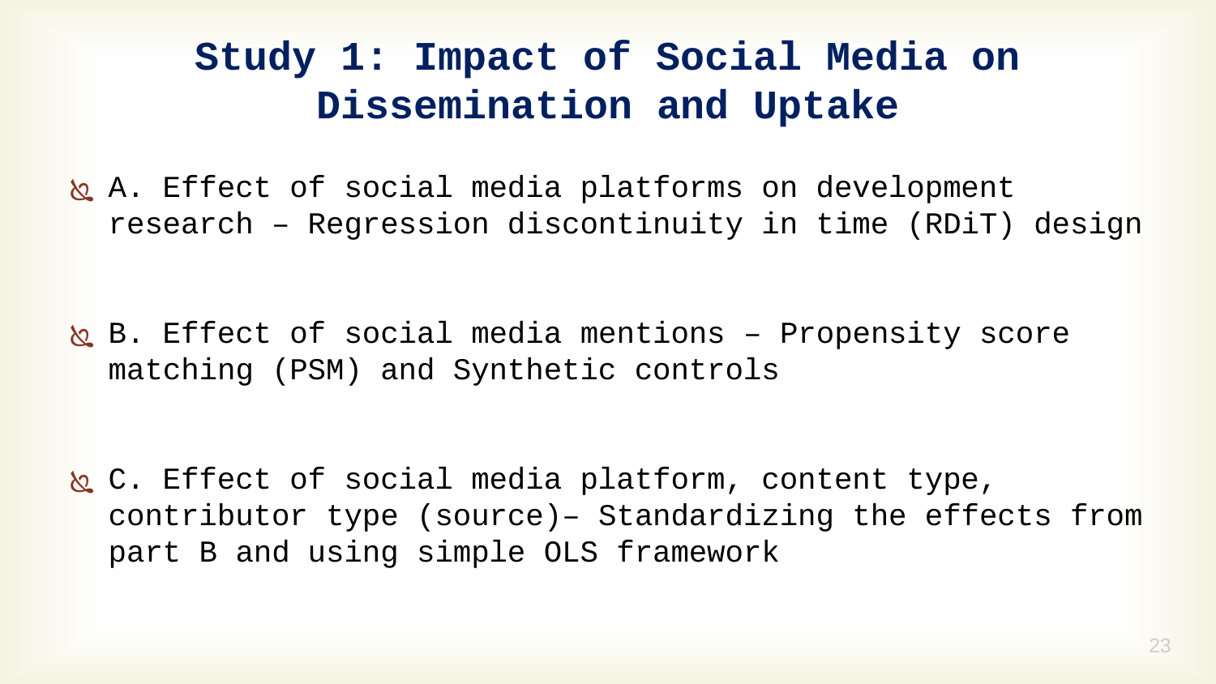# Study 1: Impact of Social Media on Dissemination and Uptake

- A. Effect of social media platforms on development research – Regression discontinuity in time (RDiT) design

- B. Effect of social media mentions – Propensity score matching (PSM) and Synthetic controls

- C. Effect of social media platform, content type, contributor type (source)– Standardizing the effects from part B and using simple OLS framework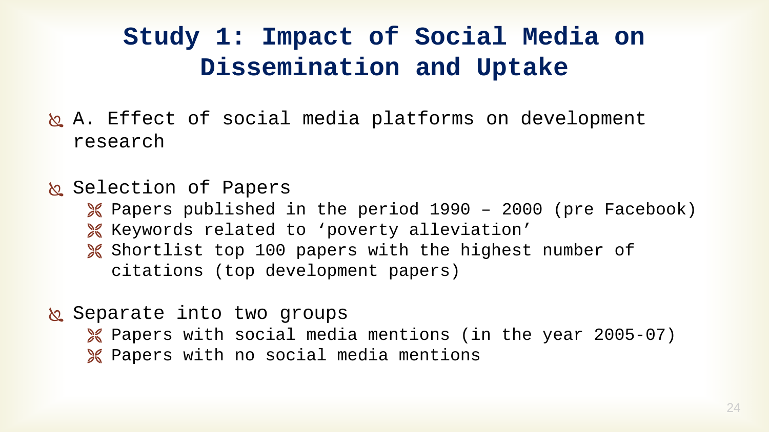# Study 1: Impact of Social Media on Dissemination and Uptake

- A. Effect of social media platforms on development research
- Selection of Papers
  - Papers published in the period 1990 – 2000 (pre Facebook)
  - Keywords related to ‘poverty alleviation’
  - Shortlist top 100 papers with the highest number of citations (top development papers)
- Separate into two groups
  - Papers with social media mentions (in the year 2005-07)
  - Papers with no social media mentions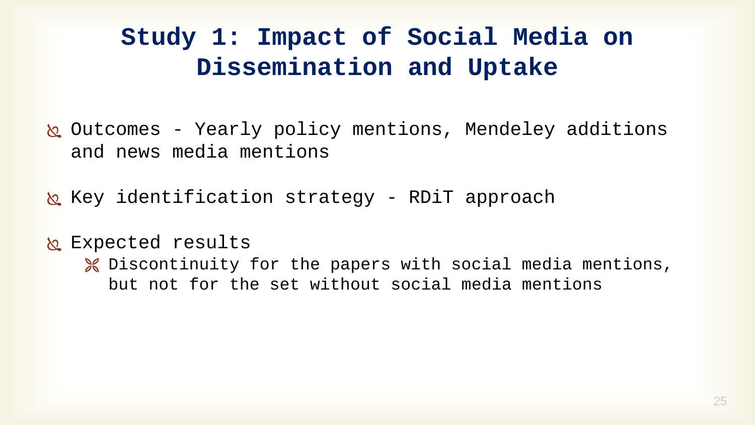# Study 1: Impact of Social Media on Dissemination and Uptake

- Outcomes - Yearly policy mentions, Mendeley additions and news media mentions
- Key identification strategy - RDiT approach
- Expected results
  - Discontinuity for the papers with social media mentions, but not for the set without social media mentions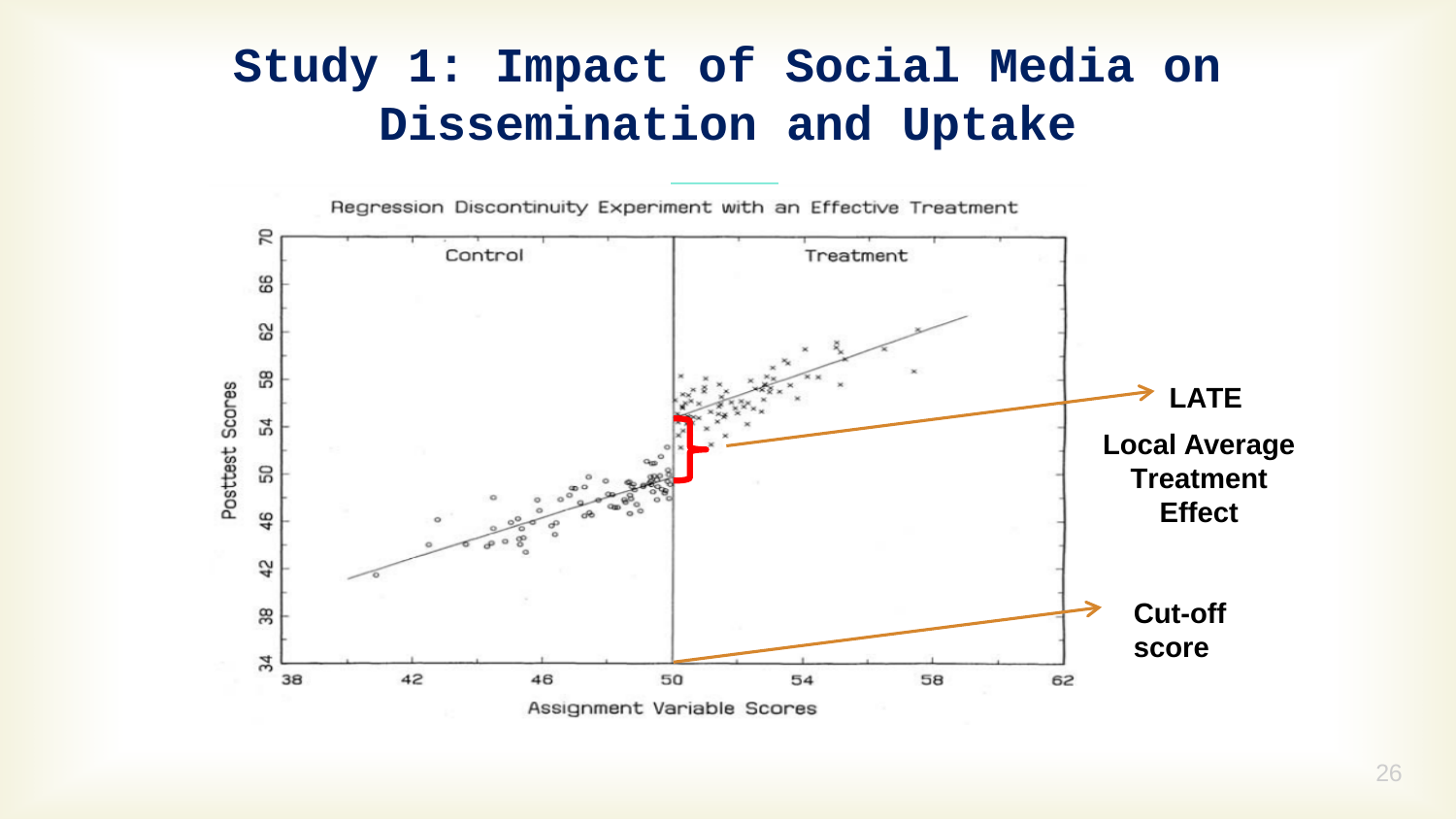# Study 1: Impact of Social Media on Dissemination and Uptake

Regression Discontinuity Experiment with an Effective Treatment

Control

Treatment

Posttest Scores

Assignment Variable Scores

**LATE**

**Local Average Treatment Effect**

**Cut-off score**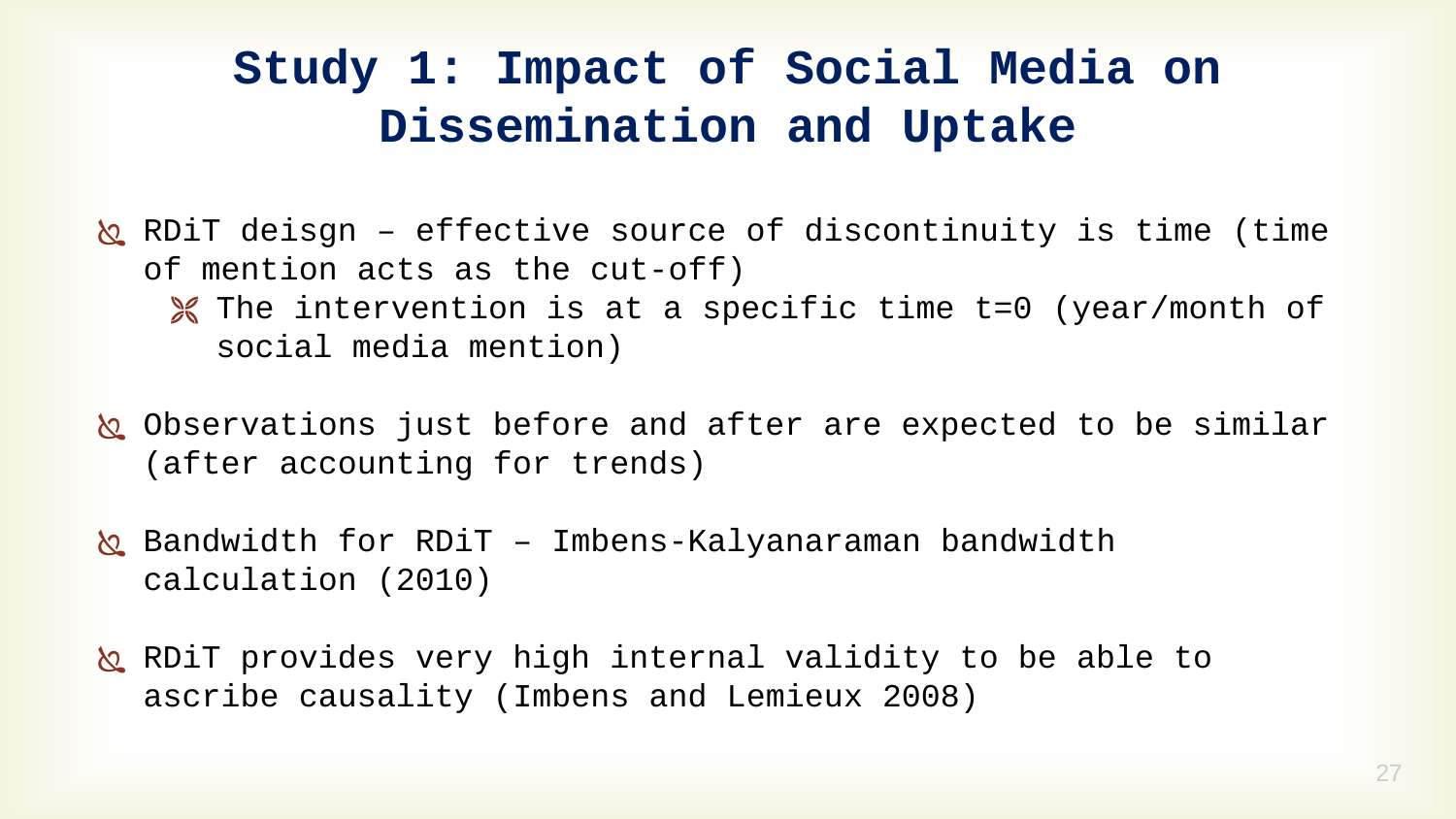# Study 1: Impact of Social Media on Dissemination and Uptake

- RDiT deisgn – effective source of discontinuity is time (time of mention acts as the cut-off)
  - The intervention is at a specific time t=0 (year/month of social media mention)
- Observations just before and after are expected to be similar (after accounting for trends)
- Bandwidth for RDiT – Imbens-Kalyanaraman bandwidth calculation (2010)
- RDiT provides very high internal validity to be able to ascribe causality (Imbens and Lemieux 2008)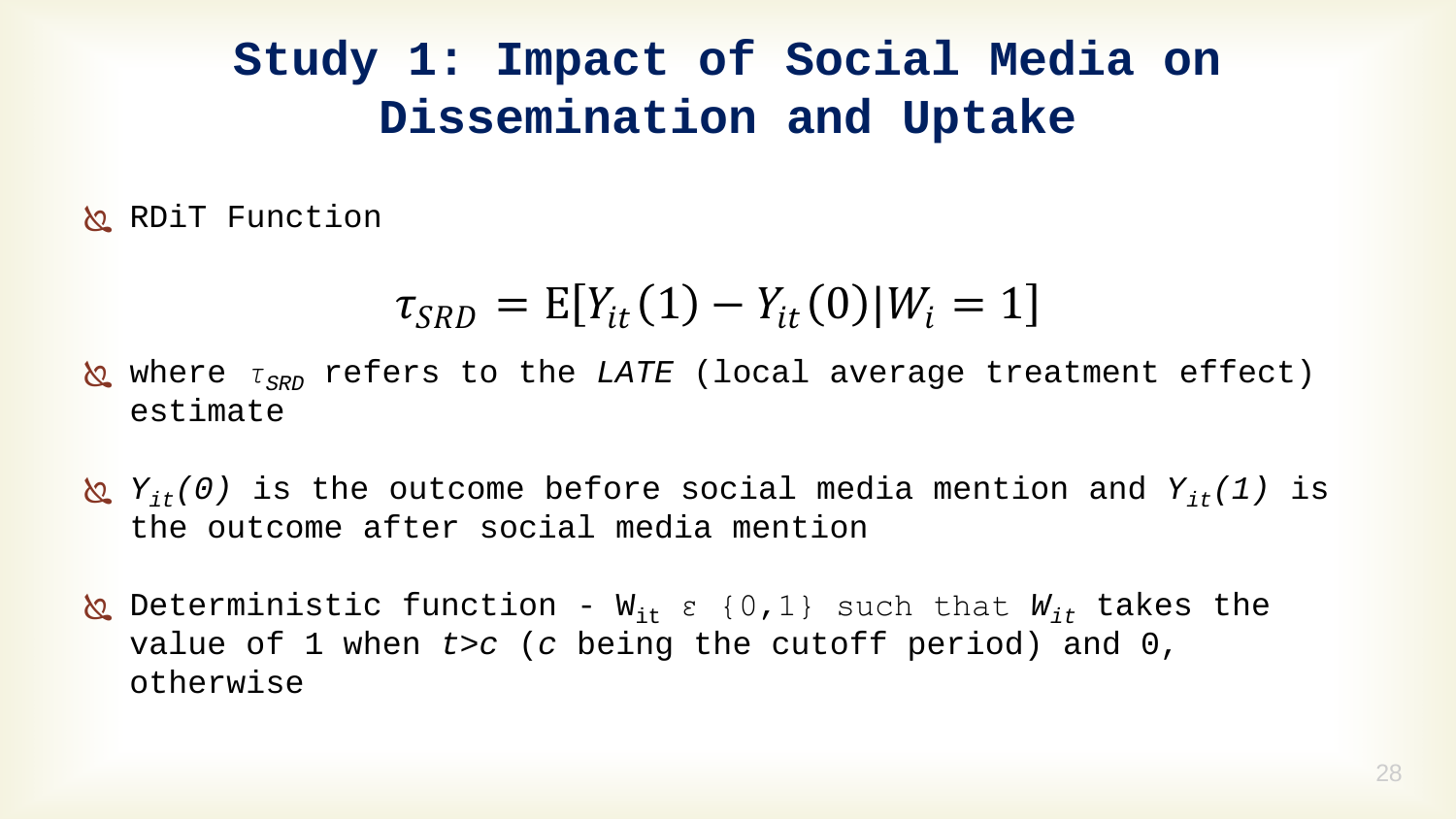# Study 1: Impact of Social Media on Dissemination and Uptake

- RDiT Function

$$\tau_{SRD} = \mathrm{E}[Y_{it}(1) - Y_{it}(0) | W_i = 1]$$

- where $\tau_{SRD}$ refers to the *LATE* (local average treatment effect) estimate
- $Y_{it}(0)$ is the outcome before social media mention and $Y_{it}(1)$ is the outcome after social media mention
- Deterministic function - $W_{it} \in \{0,1\}$ such that $W_{it}$ takes the value of 1 when $t > c$ ($c$ being the cutoff period) and 0, otherwise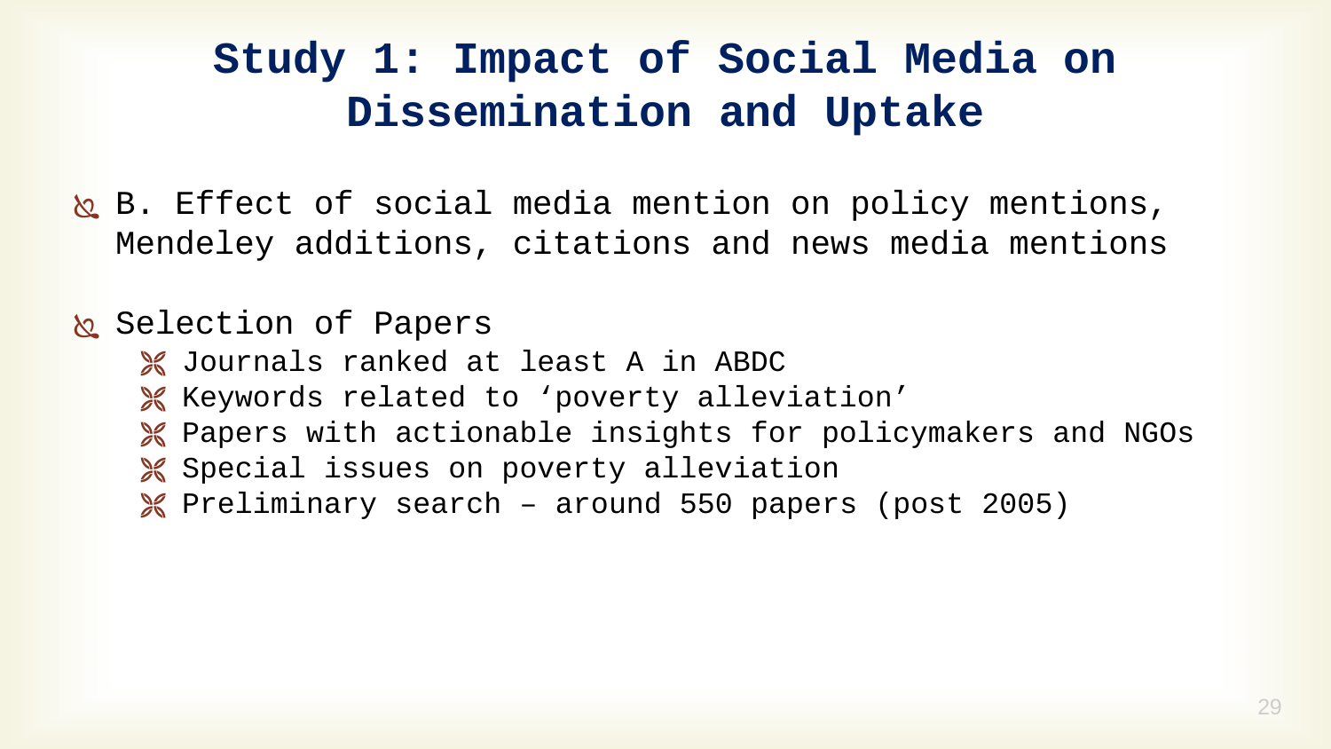# Study 1: Impact of Social Media on Dissemination and Uptake

- B. Effect of social media mention on policy mentions, Mendeley additions, citations and news media mentions
- Selection of Papers
  - Journals ranked at least A in ABDC
  - Keywords related to ‘poverty alleviation’
  - Papers with actionable insights for policymakers and NGOs
  - Special issues on poverty alleviation
  - Preliminary search – around 550 papers (post 2005)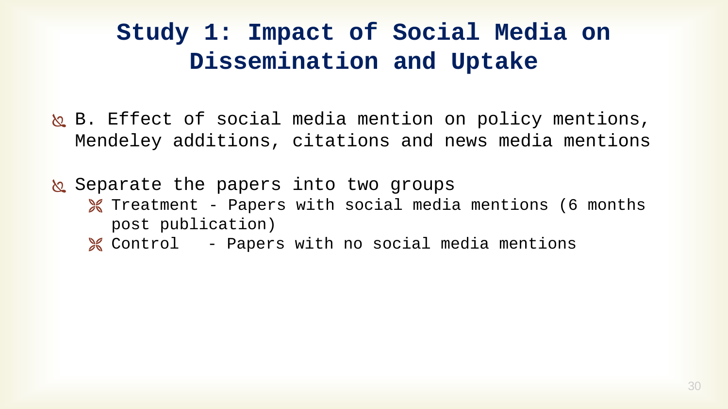# Study 1: Impact of Social Media on Dissemination and Uptake

- B. Effect of social media mention on policy mentions, Mendeley additions, citations and news media mentions

- Separate the papers into two groups
  - Treatment - Papers with social media mentions (6 months post publication)
  - Control - Papers with no social media mentions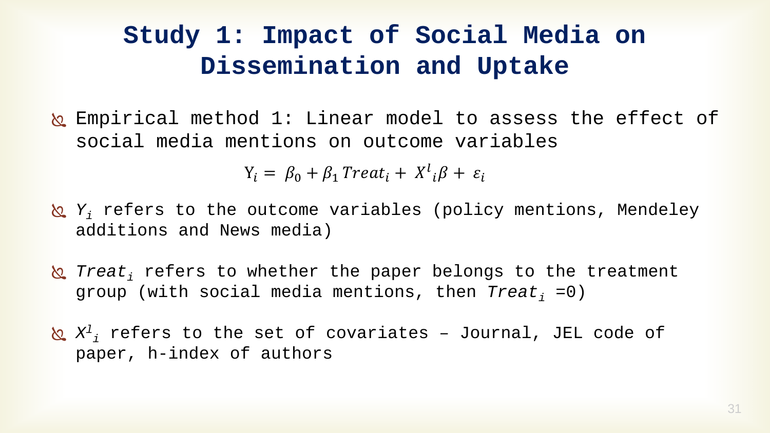# Study 1: Impact of Social Media on Dissemination and Uptake

- Empirical method 1: Linear model to assess the effect of social media mentions on outcome variables

$$Y_i = \beta_0 + \beta_1 Treat_i + X^l{}_i \beta + \varepsilon_i$$

- $Y_i$ refers to the outcome variables (policy mentions, Mendeley additions and News media)
- $Treat_i$ refers to whether the paper belongs to the treatment group (with social media mentions, then $Treat_i$ =0)
- $X^l{}_i$ refers to the set of covariates – Journal, JEL code of paper, h-index of authors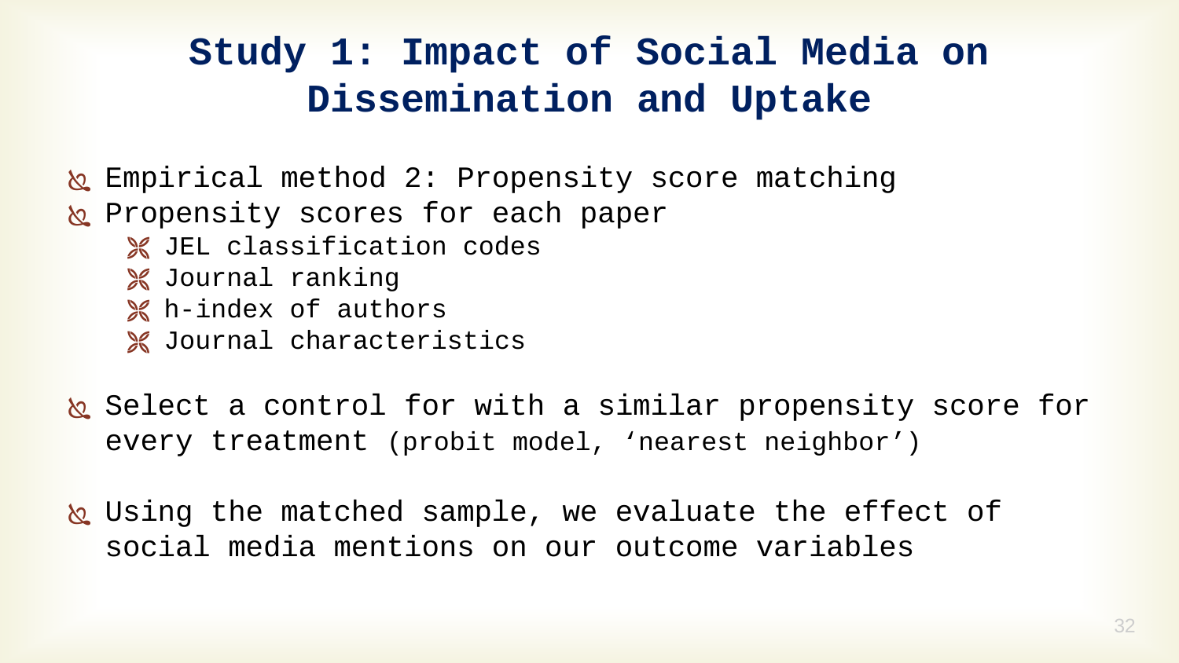# Study 1: Impact of Social Media on Dissemination and Uptake

- Empirical method 2: Propensity score matching
- Propensity scores for each paper
  - JEL classification codes
  - Journal ranking
  - h-index of authors
  - Journal characteristics
- Select a control for with a similar propensity score for every treatment (probit model, 'nearest neighbor')
- Using the matched sample, we evaluate the effect of social media mentions on our outcome variables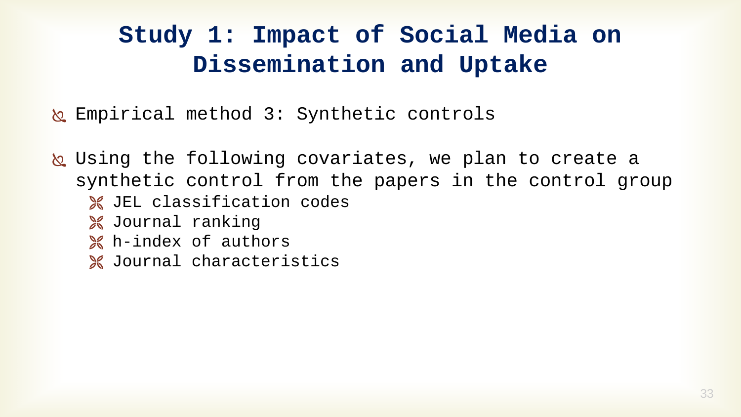# Study 1: Impact of Social Media on Dissemination and Uptake

- Empirical method 3: Synthetic controls

- Using the following covariates, we plan to create a synthetic control from the papers in the control group
  - JEL classification codes
  - Journal ranking
  - h-index of authors
  - Journal characteristics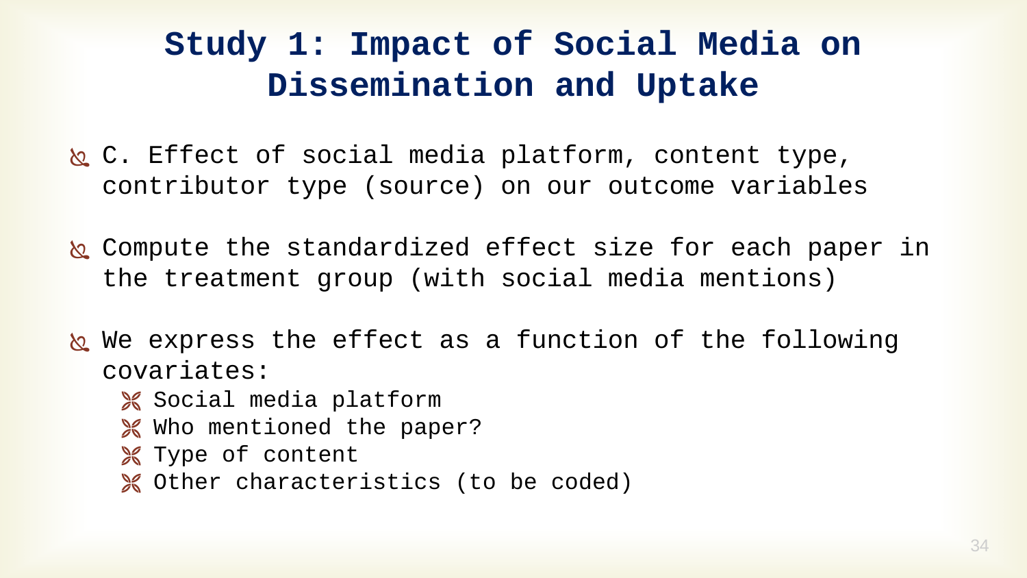# Study 1: Impact of Social Media on Dissemination and Uptake

- C. Effect of social media platform, content type, contributor type (source) on our outcome variables
- Compute the standardized effect size for each paper in the treatment group (with social media mentions)
- We express the effect as a function of the following covariates:
  - Social media platform
  - Who mentioned the paper?
  - Type of content
  - Other characteristics (to be coded)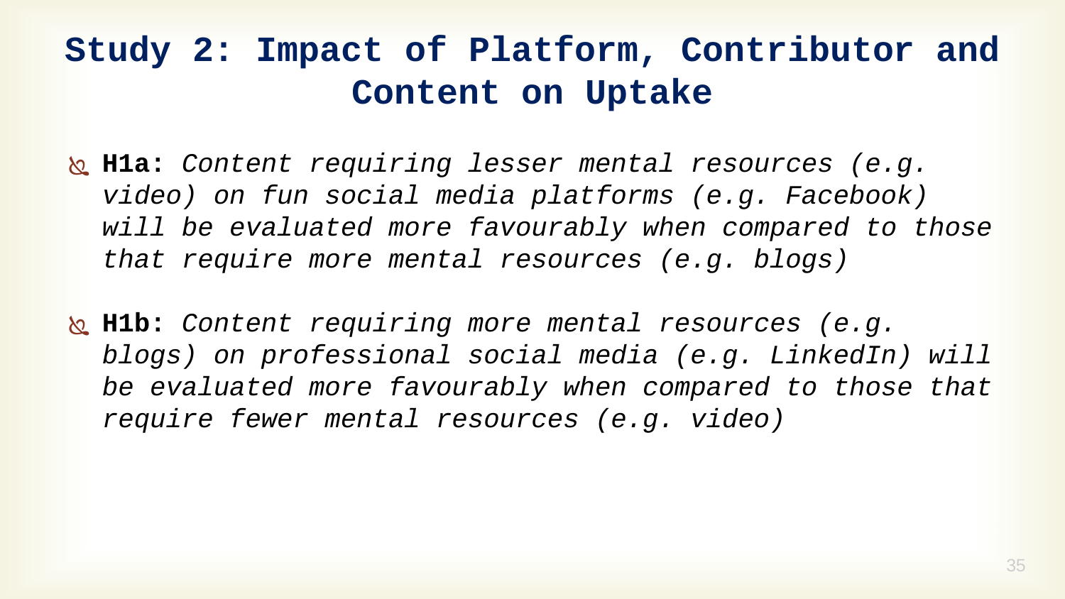# Study 2: Impact of Platform, Contributor and Content on Uptake

- **H1a:** *Content requiring lesser mental resources (e.g. video) on fun social media platforms (e.g. Facebook) will be evaluated more favourably when compared to those that require more mental resources (e.g. blogs)*
- **H1b:** *Content requiring more mental resources (e.g. blogs) on professional social media (e.g. LinkedIn) will be evaluated more favourably when compared to those that require fewer mental resources (e.g. video)*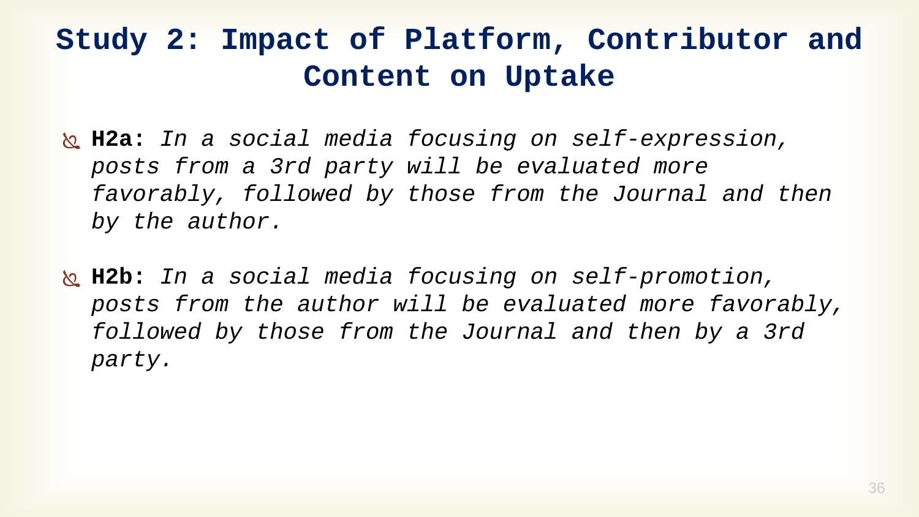# Study 2: Impact of Platform, Contributor and Content on Uptake

- **H2a:** *In a social media focusing on self-expression, posts from a 3rd party will be evaluated more favorably, followed by those from the Journal and then by the author.*

- **H2b:** *In a social media focusing on self-promotion, posts from the author will be evaluated more favorably, followed by those from the Journal and then by a 3rd party.*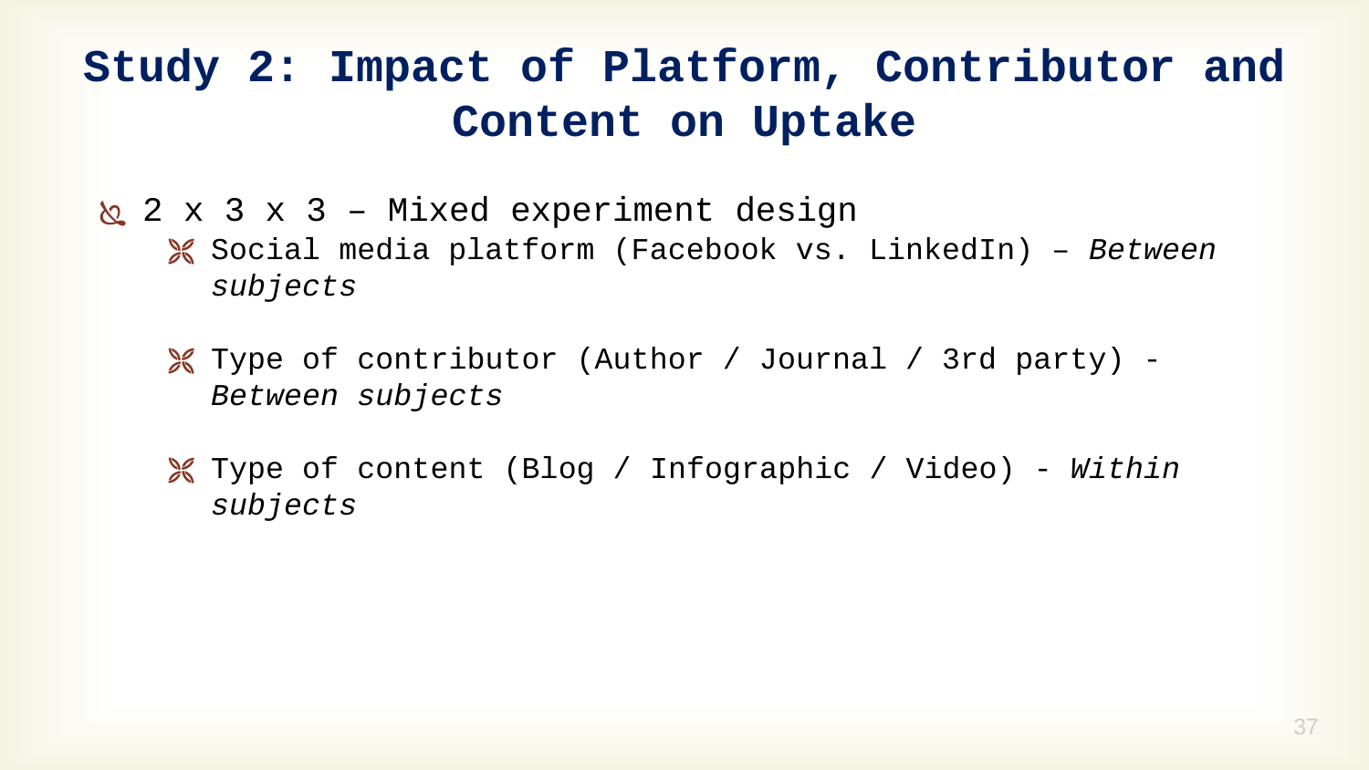# Study 2: Impact of Platform, Contributor and Content on Uptake

- 2 x 3 x 3 – Mixed experiment design
  - Social media platform (Facebook vs. LinkedIn) – *Between subjects*
  - Type of contributor (Author / Journal / 3rd party) - *Between subjects*
  - Type of content (Blog / Infographic / Video) - *Within subjects*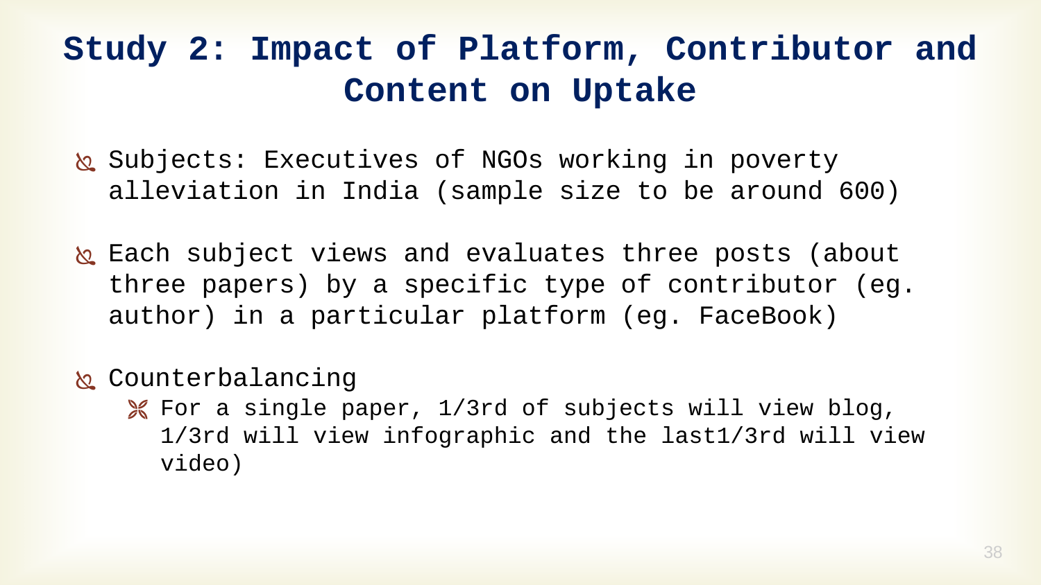# Study 2: Impact of Platform, Contributor and Content on Uptake

- Subjects: Executives of NGOs working in poverty alleviation in India (sample size to be around 600)
- Each subject views and evaluates three posts (about three papers) by a specific type of contributor (eg. author) in a particular platform (eg. FaceBook)
- Counterbalancing
  - For a single paper, 1/3rd of subjects will view blog, 1/3rd will view infographic and the last1/3rd will view video)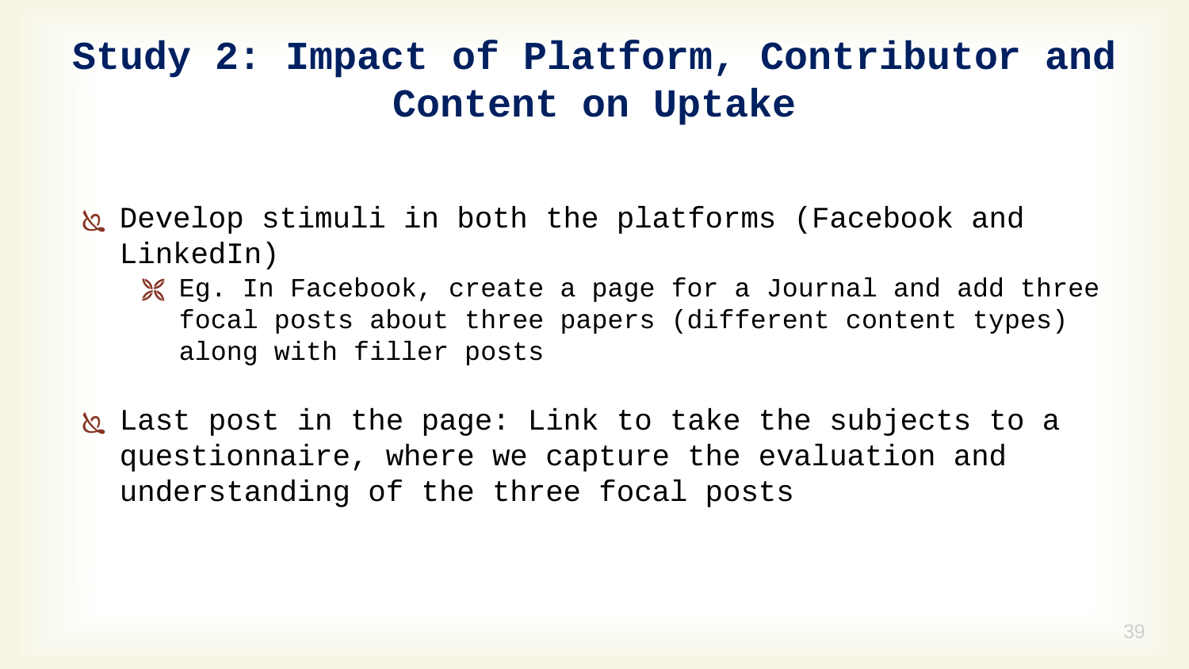# Study 2: Impact of Platform, Contributor and Content on Uptake

- Develop stimuli in both the platforms (Facebook and LinkedIn)
  - Eg. In Facebook, create a page for a Journal and add three focal posts about three papers (different content types) along with filler posts
- Last post in the page: Link to take the subjects to a questionnaire, where we capture the evaluation and understanding of the three focal posts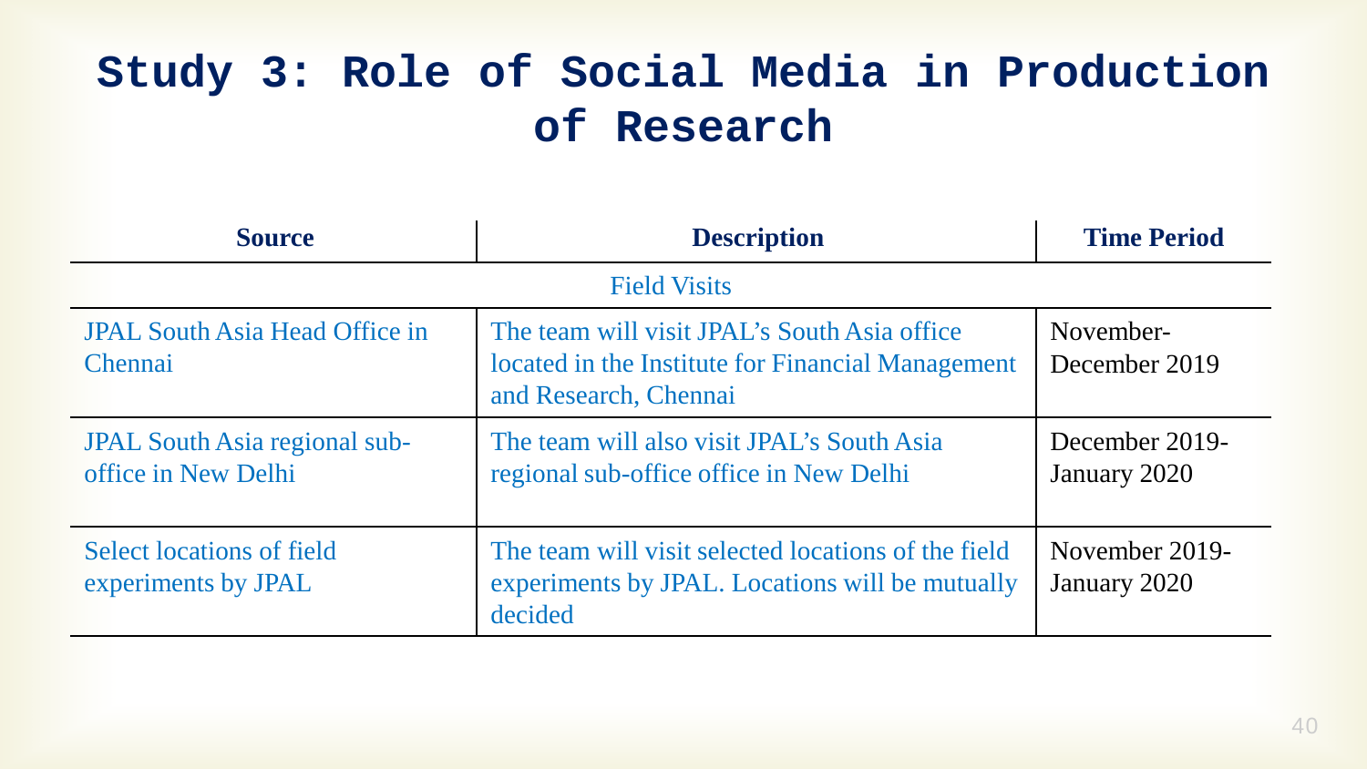# Study 3: Role of Social Media in Production of Research

| Source | Description | Time Period |
|---|---|---|
| Field Visits | | |
| JPAL South Asia Head Office in Chennai | The team will visit JPAL's South Asia office located in the Institute for Financial Management and Research, Chennai | November-December 2019 |
| JPAL South Asia regional sub-office in New Delhi | The team will also visit JPAL's South Asia regional sub-office office in New Delhi | December 2019-January 2020 |
| Select locations of field experiments by JPAL | The team will visit selected locations of the field experiments by JPAL. Locations will be mutually decided | November 2019-January 2020 |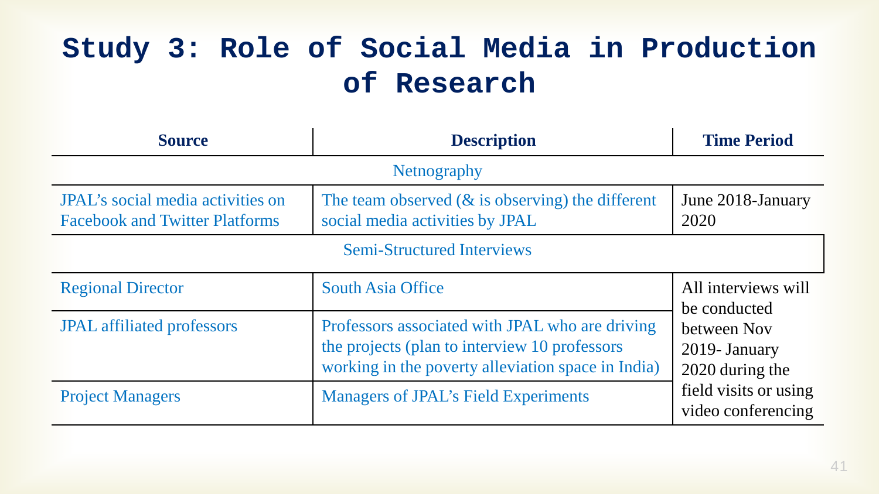# Study 3: Role of Social Media in Production of Research

| Source | Description | Time Period |
| --- | --- | --- |
| | Netnography | |
| JPAL's social media activities on Facebook and Twitter Platforms | The team observed (& is observing) the different social media activities by JPAL | June 2018-January 2020 |
| | Semi-Structured Interviews | |
| Regional Director | South Asia Office | All interviews will be conducted between Nov 2019- January 2020 during the field visits or using video conferencing |
| JPAL affiliated professors | Professors associated with JPAL who are driving the projects (plan to interview 10 professors working in the poverty alleviation space in India) | |
| Project Managers | Managers of JPAL's Field Experiments | |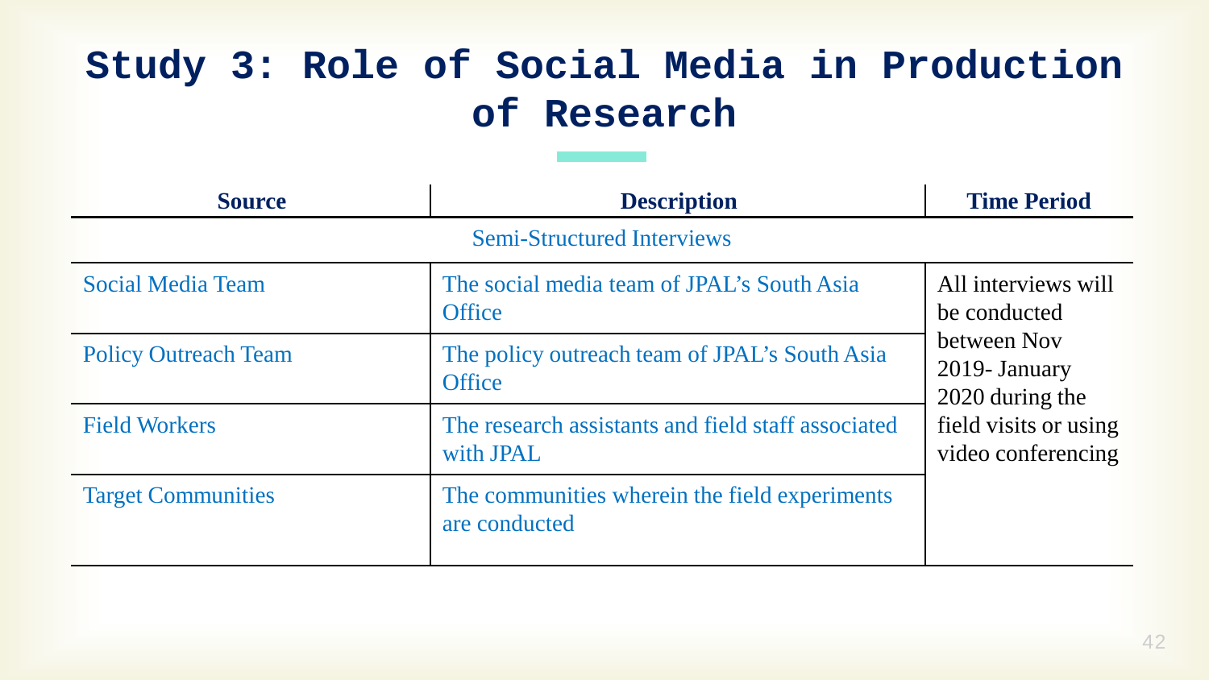# Study 3: Role of Social Media in Production of Research

| Source | Description | Time Period |
|---|---|---|
| Semi-Structured Interviews | | |
| Social Media Team | The social media team of JPAL's South Asia Office | All interviews will be conducted between Nov 2019- January 2020 during the field visits or using video conferencing |
| Policy Outreach Team | The policy outreach team of JPAL's South Asia Office | |
| Field Workers | The research assistants and field staff associated with JPAL | |
| Target Communities | The communities wherein the field experiments are conducted | |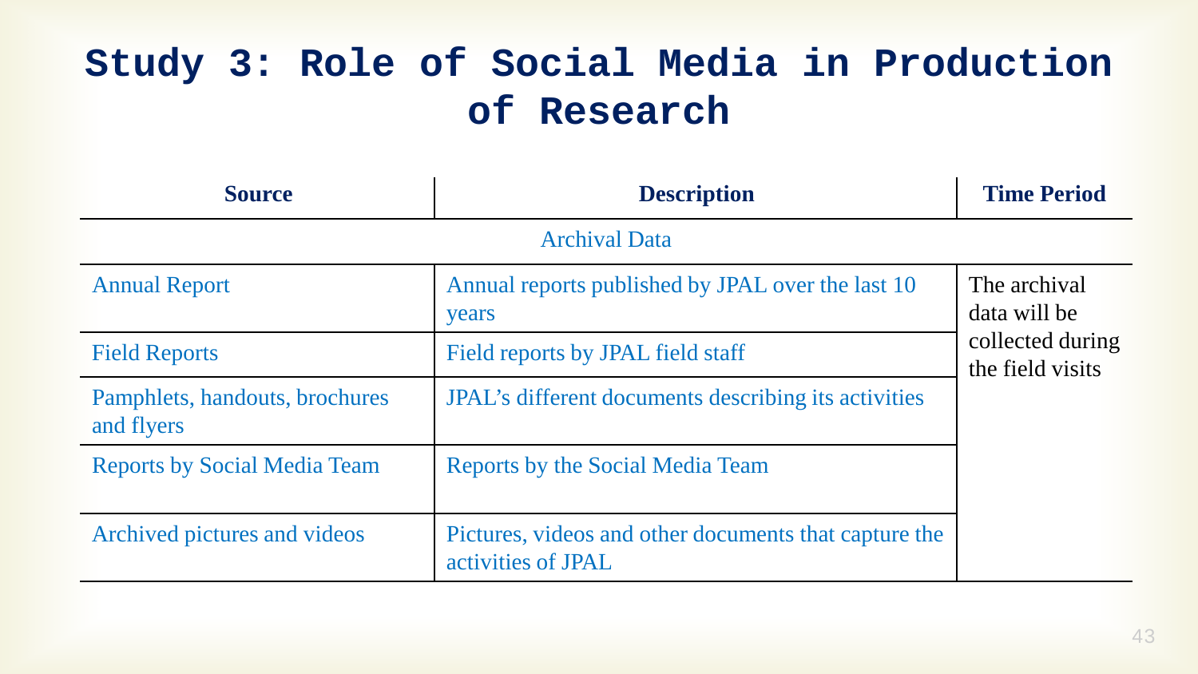# Study 3: Role of Social Media in Production of Research

| Source | Description | Time Period |
|---|---|---|
| Archival Data | | |
| Annual Report | Annual reports published by JPAL over the last 10 years | The archival data will be collected during the field visits |
| Field Reports | Field reports by JPAL field staff | |
| Pamphlets, handouts, brochures and flyers | JPAL's different documents describing its activities | |
| Reports by Social Media Team | Reports by the Social Media Team | |
| Archived pictures and videos | Pictures, videos and other documents that capture the activities of JPAL | |